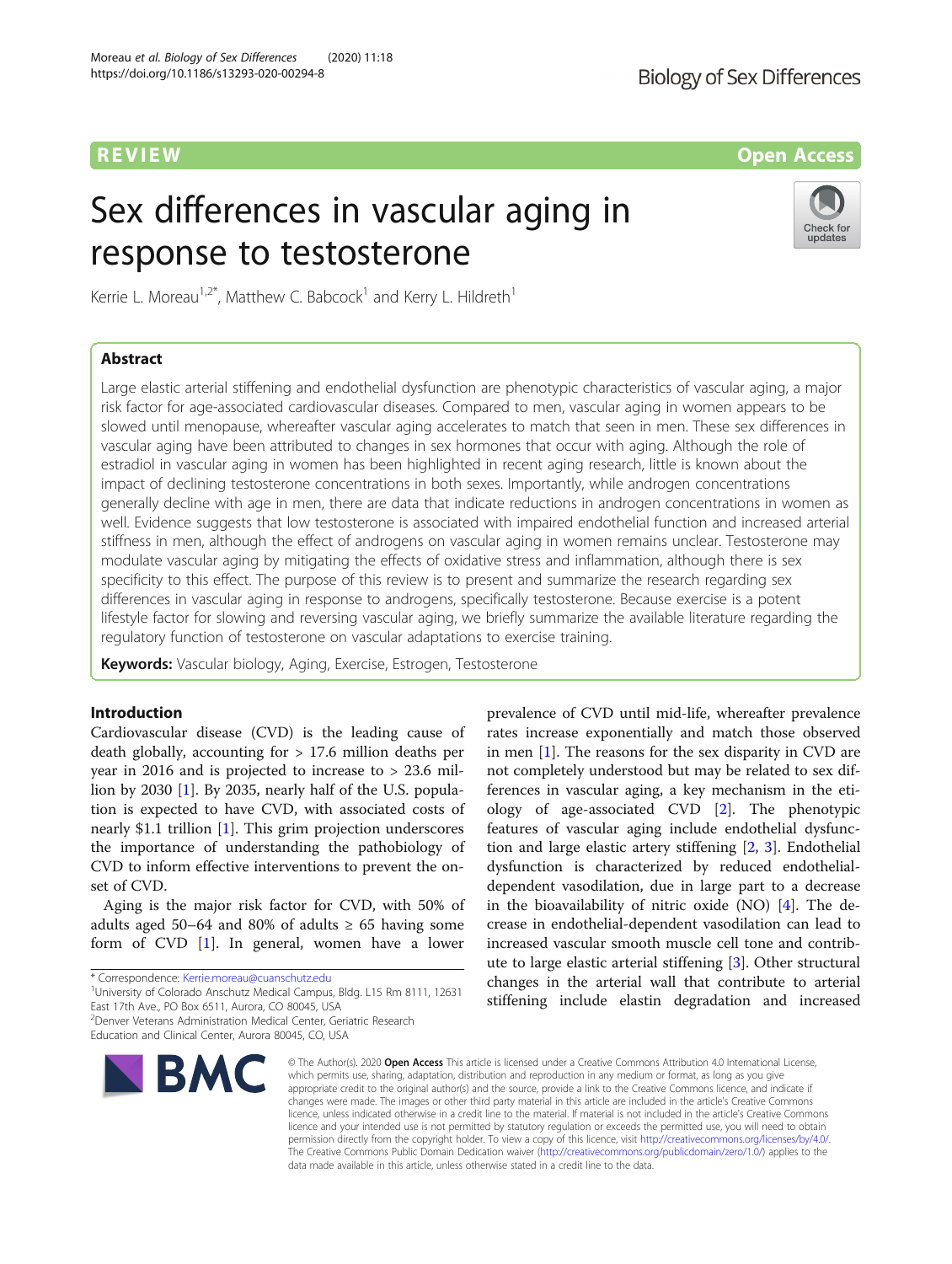REVIEW

Open Access

# Sex differences in vascular aging in response to testosterone

Kerrie L. Moreau[1,2*], Matthew C. Babcock[1] and Kerry L. Hildreth[1]

## Abstract

Large elastic arterial stiffening and endothelial dysfunction are phenotypic characteristics of vascular aging, a major risk factor for age-associated cardiovascular diseases. Compared to men, vascular aging in women appears to be slowed until menopause, whereafter vascular aging accelerates to match that seen in men. These sex differences in vascular aging have been attributed to changes in sex hormones that occur with aging. Although the role of estradiol in vascular aging in women has been highlighted in recent aging research, little is known about the impact of declining testosterone concentrations in both sexes. Importantly, while androgen concentrations generally decline with age in men, there are data that indicate reductions in androgen concentrations in women as well. Evidence suggests that low testosterone is associated with impaired endothelial function and increased arterial stiffness in men, although the effect of androgens on vascular aging in women remains unclear. Testosterone may modulate vascular aging by mitigating the effects of oxidative stress and inflammation, although there is sex specificity to this effect. The purpose of this review is to present and summarize the research regarding sex differences in vascular aging in response to androgens, specifically testosterone. Because exercise is a potent lifestyle factor for slowing and reversing vascular aging, we briefly summarize the available literature regarding the regulatory function of testosterone on vascular adaptations to exercise training.

**Keywords:** Vascular biology, Aging, Exercise, Estrogen, Testosterone

## Introduction

Cardiovascular disease (CVD) is the leading cause of death globally, accounting for > 17.6 million deaths per year in 2016 and is projected to increase to > 23.6 million by 2030 [1]. By 2035, nearly half of the U.S. population is expected to have CVD, with associated costs of nearly $1.1 trillion [1]. This grim projection underscores the importance of understanding the pathobiology of CVD to inform effective interventions to prevent the onset of CVD.

Aging is the major risk factor for CVD, with 50% of adults aged 50–64 and 80% of adults ≥ 65 having some form of CVD [1]. In general, women have a lower prevalence of CVD until mid-life, whereafter prevalence rates increase exponentially and match those observed in men [1]. The reasons for the sex disparity in CVD are not completely understood but may be related to sex differences in vascular aging, a key mechanism in the etiology of age-associated CVD [2]. The phenotypic features of vascular aging include endothelial dysfunction and large elastic artery stiffening [2, 3]. Endothelial dysfunction is characterized by reduced endothelial-dependent vasodilation, due in large part to a decrease in the bioavailability of nitric oxide (NO) [4]. The decrease in endothelial-dependent vasodilation can lead to increased vascular smooth muscle cell tone and contribute to large elastic arterial stiffening [3]. Other structural changes in the arterial wall that contribute to arterial stiffening include elastin degradation and increased

* Correspondence: Kerrie.moreau@cuanschutz.edu
[1]University of Colorado Anschutz Medical Campus, Bldg. L15 Rm 8111, 12631 East 17th Ave., PO Box 6511, Aurora, CO 80045, USA
[2]Denver Veterans Administration Medical Center, Geriatric Research Education and Clinical Center, Aurora 80045, CO, USA

© The Author(s). 2020 **Open Access** This article is licensed under a Creative Commons Attribution 4.0 International License, which permits use, sharing, adaptation, distribution and reproduction in any medium or format, as long as you give appropriate credit to the original author(s) and the source, provide a link to the Creative Commons licence, and indicate if changes were made. The images or other third party material in this article are included in the article's Creative Commons licence, unless indicated otherwise in a credit line to the material. If material is not included in the article's Creative Commons licence and your intended use is not permitted by statutory regulation or exceeds the permitted use, you will need to obtain permission directly from the copyright holder. To view a copy of this licence, visit http://creativecommons.org/licenses/by/4.0/. The Creative Commons Public Domain Dedication waiver (http://creativecommons.org/publicdomain/zero/1.0/) applies to the data made available in this article, unless otherwise stated in a credit line to the data.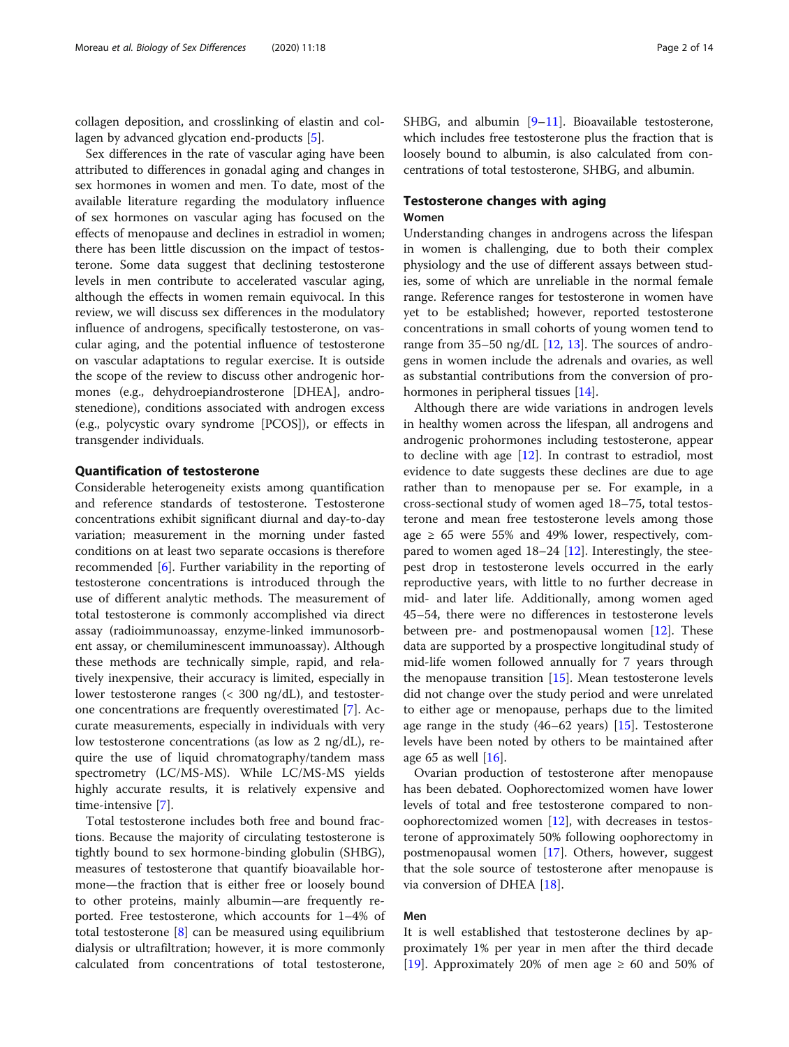collagen deposition, and crosslinking of elastin and collagen by advanced glycation end-products [5].

Sex differences in the rate of vascular aging have been attributed to differences in gonadal aging and changes in sex hormones in women and men. To date, most of the available literature regarding the modulatory influence of sex hormones on vascular aging has focused on the effects of menopause and declines in estradiol in women; there has been little discussion on the impact of testosterone. Some data suggest that declining testosterone levels in men contribute to accelerated vascular aging, although the effects in women remain equivocal. In this review, we will discuss sex differences in the modulatory influence of androgens, specifically testosterone, on vascular aging, and the potential influence of testosterone on vascular adaptations to regular exercise. It is outside the scope of the review to discuss other androgenic hormones (e.g., dehydroepiandrosterone [DHEA], androstenedione), conditions associated with androgen excess (e.g., polycystic ovary syndrome [PCOS]), or effects in transgender individuals.

## Quantification of testosterone

Considerable heterogeneity exists among quantification and reference standards of testosterone. Testosterone concentrations exhibit significant diurnal and day-to-day variation; measurement in the morning under fasted conditions on at least two separate occasions is therefore recommended [6]. Further variability in the reporting of testosterone concentrations is introduced through the use of different analytic methods. The measurement of total testosterone is commonly accomplished via direct assay (radioimmunoassay, enzyme-linked immunosorbent assay, or chemiluminescent immunoassay). Although these methods are technically simple, rapid, and relatively inexpensive, their accuracy is limited, especially in lower testosterone ranges (< 300 ng/dL), and testosterone concentrations are frequently overestimated [7]. Accurate measurements, especially in individuals with very low testosterone concentrations (as low as 2 ng/dL), require the use of liquid chromatography/tandem mass spectrometry (LC/MS-MS). While LC/MS-MS yields highly accurate results, it is relatively expensive and time-intensive [7].

Total testosterone includes both free and bound fractions. Because the majority of circulating testosterone is tightly bound to sex hormone-binding globulin (SHBG), measures of testosterone that quantify bioavailable hormone—the fraction that is either free or loosely bound to other proteins, mainly albumin—are frequently reported. Free testosterone, which accounts for 1–4% of total testosterone [8] can be measured using equilibrium dialysis or ultrafiltration; however, it is more commonly calculated from concentrations of total testosterone, SHBG, and albumin [9–11]. Bioavailable testosterone, which includes free testosterone plus the fraction that is loosely bound to albumin, is also calculated from concentrations of total testosterone, SHBG, and albumin.

## Testosterone changes with aging

### Women

Understanding changes in androgens across the lifespan in women is challenging, due to both their complex physiology and the use of different assays between studies, some of which are unreliable in the normal female range. Reference ranges for testosterone in women have yet to be established; however, reported testosterone concentrations in small cohorts of young women tend to range from 35–50 ng/dL [12, 13]. The sources of androgens in women include the adrenals and ovaries, as well as substantial contributions from the conversion of prohormones in peripheral tissues [14].

Although there are wide variations in androgen levels in healthy women across the lifespan, all androgens and androgenic prohormones including testosterone, appear to decline with age [12]. In contrast to estradiol, most evidence to date suggests these declines are due to age rather than to menopause per se. For example, in a cross-sectional study of women aged 18–75, total testosterone and mean free testosterone levels among those age ≥ 65 were 55% and 49% lower, respectively, compared to women aged 18–24 [12]. Interestingly, the steepest drop in testosterone levels occurred in the early reproductive years, with little to no further decrease in mid- and later life. Additionally, among women aged 45–54, there were no differences in testosterone levels between pre- and postmenopausal women [12]. These data are supported by a prospective longitudinal study of mid-life women followed annually for 7 years through the menopause transition [15]. Mean testosterone levels did not change over the study period and were unrelated to either age or menopause, perhaps due to the limited age range in the study (46–62 years) [15]. Testosterone levels have been noted by others to be maintained after age 65 as well [16].

Ovarian production of testosterone after menopause has been debated. Oophorectomized women have lower levels of total and free testosterone compared to non-oophorectomized women [12], with decreases in testosterone of approximately 50% following oophorectomy in postmenopausal women [17]. Others, however, suggest that the sole source of testosterone after menopause is via conversion of DHEA [18].

### Men

It is well established that testosterone declines by approximately 1% per year in men after the third decade [19]. Approximately 20% of men age ≥ 60 and 50% of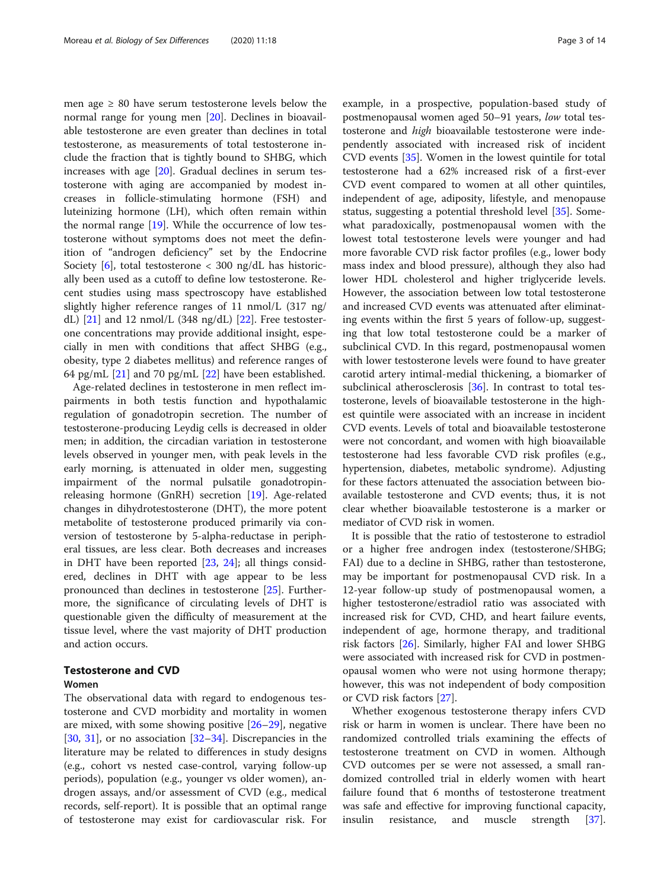men age ≥ 80 have serum testosterone levels below the normal range for young men [20]. Declines in bioavailable testosterone are even greater than declines in total testosterone, as measurements of total testosterone include the fraction that is tightly bound to SHBG, which increases with age [20]. Gradual declines in serum testosterone with aging are accompanied by modest increases in follicle-stimulating hormone (FSH) and luteinizing hormone (LH), which often remain within the normal range [19]. While the occurrence of low testosterone without symptoms does not meet the definition of "androgen deficiency" set by the Endocrine Society [6], total testosterone < 300 ng/dL has historically been used as a cutoff to define low testosterone. Recent studies using mass spectroscopy have established slightly higher reference ranges of 11 nmol/L (317 ng/dL) [21] and 12 nmol/L (348 ng/dL) [22]. Free testosterone concentrations may provide additional insight, especially in men with conditions that affect SHBG (e.g., obesity, type 2 diabetes mellitus) and reference ranges of 64 pg/mL [21] and 70 pg/mL [22] have been established.

Age-related declines in testosterone in men reflect impairments in both testis function and hypothalamic regulation of gonadotropin secretion. The number of testosterone-producing Leydig cells is decreased in older men; in addition, the circadian variation in testosterone levels observed in younger men, with peak levels in the early morning, is attenuated in older men, suggesting impairment of the normal pulsatile gonadotropin-releasing hormone (GnRH) secretion [19]. Age-related changes in dihydrotestosterone (DHT), the more potent metabolite of testosterone produced primarily via conversion of testosterone by 5-alpha-reductase in peripheral tissues, are less clear. Both decreases and increases in DHT have been reported [23, 24]; all things considered, declines in DHT with age appear to be less pronounced than declines in testosterone [25]. Furthermore, the significance of circulating levels of DHT is questionable given the difficulty of measurement at the tissue level, where the vast majority of DHT production and action occurs.

## Testosterone and CVD

### Women

The observational data with regard to endogenous testosterone and CVD morbidity and mortality in women are mixed, with some showing positive [26–29], negative [30, 31], or no association [32–34]. Discrepancies in the literature may be related to differences in study designs (e.g., cohort vs nested case-control, varying follow-up periods), population (e.g., younger vs older women), androgen assays, and/or assessment of CVD (e.g., medical records, self-report). It is possible that an optimal range of testosterone may exist for cardiovascular risk. For example, in a prospective, population-based study of postmenopausal women aged 50–91 years, *low* total testosterone and *high* bioavailable testosterone were independently associated with increased risk of incident CVD events [35]. Women in the lowest quintile for total testosterone had a 62% increased risk of a first-ever CVD event compared to women at all other quintiles, independent of age, adiposity, lifestyle, and menopause status, suggesting a potential threshold level [35]. Somewhat paradoxically, postmenopausal women with the lowest total testosterone levels were younger and had more favorable CVD risk factor profiles (e.g., lower body mass index and blood pressure), although they also had lower HDL cholesterol and higher triglyceride levels. However, the association between low total testosterone and increased CVD events was attenuated after eliminating events within the first 5 years of follow-up, suggesting that low total testosterone could be a marker of subclinical CVD. In this regard, postmenopausal women with lower testosterone levels were found to have greater carotid artery intimal-medial thickening, a biomarker of subclinical atherosclerosis [36]. In contrast to total testosterone, levels of bioavailable testosterone in the highest quintile were associated with an increase in incident CVD events. Levels of total and bioavailable testosterone were not concordant, and women with high bioavailable testosterone had less favorable CVD risk profiles (e.g., hypertension, diabetes, metabolic syndrome). Adjusting for these factors attenuated the association between bioavailable testosterone and CVD events; thus, it is not clear whether bioavailable testosterone is a marker or mediator of CVD risk in women.

It is possible that the ratio of testosterone to estradiol or a higher free androgen index (testosterone/SHBG; FAI) due to a decline in SHBG, rather than testosterone, may be important for postmenopausal CVD risk. In a 12-year follow-up study of postmenopausal women, a higher testosterone/estradiol ratio was associated with increased risk for CVD, CHD, and heart failure events, independent of age, hormone therapy, and traditional risk factors [26]. Similarly, higher FAI and lower SHBG were associated with increased risk for CVD in postmenopausal women who were not using hormone therapy; however, this was not independent of body composition or CVD risk factors [27].

Whether exogenous testosterone therapy infers CVD risk or harm in women is unclear. There have been no randomized controlled trials examining the effects of testosterone treatment on CVD in women. Although CVD outcomes per se were not assessed, a small randomized controlled trial in elderly women with heart failure found that 6 months of testosterone treatment was safe and effective for improving functional capacity, insulin resistance, and muscle strength [37].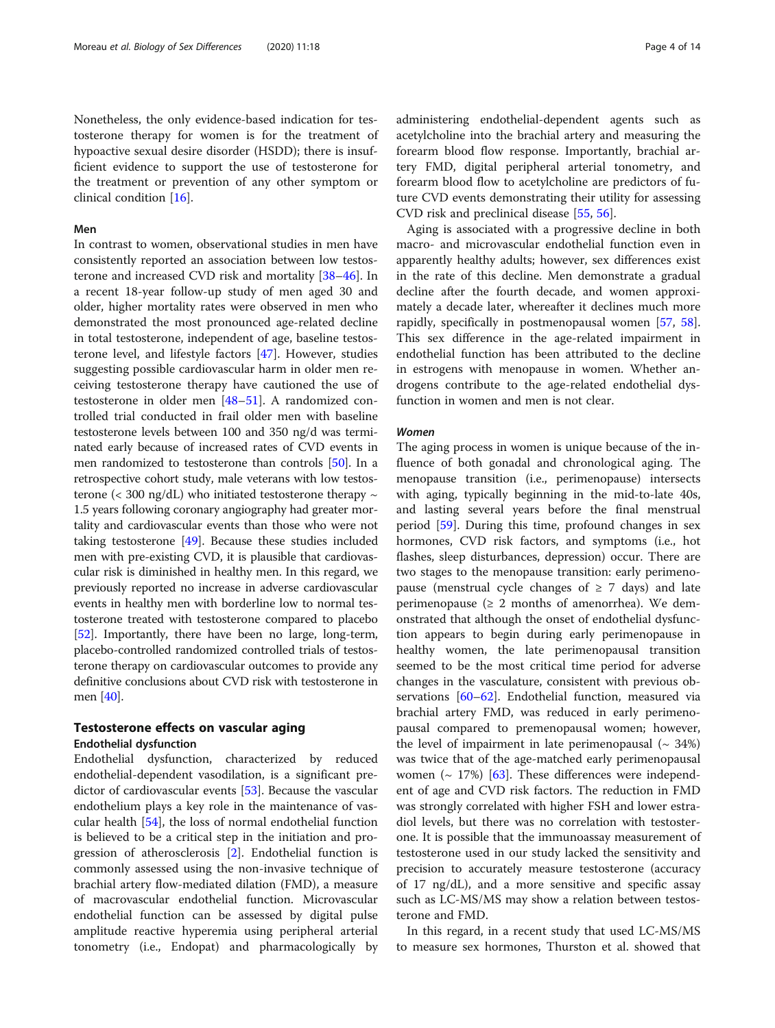Nonetheless, the only evidence-based indication for testosterone therapy for women is for the treatment of hypoactive sexual desire disorder (HSDD); there is insufficient evidence to support the use of testosterone for the treatment or prevention of any other symptom or clinical condition [16].

#### Men

In contrast to women, observational studies in men have consistently reported an association between low testosterone and increased CVD risk and mortality [38–46]. In a recent 18-year follow-up study of men aged 30 and older, higher mortality rates were observed in men who demonstrated the most pronounced age-related decline in total testosterone, independent of age, baseline testosterone level, and lifestyle factors [47]. However, studies suggesting possible cardiovascular harm in older men receiving testosterone therapy have cautioned the use of testosterone in older men [48–51]. A randomized controlled trial conducted in frail older men with baseline testosterone levels between 100 and 350 ng/d was terminated early because of increased rates of CVD events in men randomized to testosterone than controls [50]. In a retrospective cohort study, male veterans with low testosterone (< 300 ng/dL) who initiated testosterone therapy ~ 1.5 years following coronary angiography had greater mortality and cardiovascular events than those who were not taking testosterone [49]. Because these studies included men with pre-existing CVD, it is plausible that cardiovascular risk is diminished in healthy men. In this regard, we previously reported no increase in adverse cardiovascular events in healthy men with borderline low to normal testosterone treated with testosterone compared to placebo [52]. Importantly, there have been no large, long-term, placebo-controlled randomized controlled trials of testosterone therapy on cardiovascular outcomes to provide any definitive conclusions about CVD risk with testosterone in men [40].

## Testosterone effects on vascular aging

### Endothelial dysfunction

Endothelial dysfunction, characterized by reduced endothelial-dependent vasodilation, is a significant predictor of cardiovascular events [53]. Because the vascular endothelium plays a key role in the maintenance of vascular health [54], the loss of normal endothelial function is believed to be a critical step in the initiation and progression of atherosclerosis [2]. Endothelial function is commonly assessed using the non-invasive technique of brachial artery flow-mediated dilation (FMD), a measure of macrovascular endothelial function. Microvascular endothelial function can be assessed by digital pulse amplitude reactive hyperemia using peripheral arterial tonometry (i.e., Endopat) and pharmacologically by administering endothelial-dependent agents such as acetylcholine into the brachial artery and measuring the forearm blood flow response. Importantly, brachial artery FMD, digital peripheral arterial tonometry, and forearm blood flow to acetylcholine are predictors of future CVD events demonstrating their utility for assessing CVD risk and preclinical disease [55, 56].

Aging is associated with a progressive decline in both macro- and microvascular endothelial function even in apparently healthy adults; however, sex differences exist in the rate of this decline. Men demonstrate a gradual decline after the fourth decade, and women approximately a decade later, whereafter it declines much more rapidly, specifically in postmenopausal women [57, 58]. This sex difference in the age-related impairment in endothelial function has been attributed to the decline in estrogens with menopause in women. Whether androgens contribute to the age-related endothelial dysfunction in women and men is not clear.

#### *Women*

The aging process in women is unique because of the influence of both gonadal and chronological aging. The menopause transition (i.e., perimenopause) intersects with aging, typically beginning in the mid-to-late 40s, and lasting several years before the final menstrual period [59]. During this time, profound changes in sex hormones, CVD risk factors, and symptoms (i.e., hot flashes, sleep disturbances, depression) occur. There are two stages to the menopause transition: early perimenopause (menstrual cycle changes of ≥ 7 days) and late perimenopause (≥ 2 months of amenorrhea). We demonstrated that although the onset of endothelial dysfunction appears to begin during early perimenopause in healthy women, the late perimenopausal transition seemed to be the most critical time period for adverse changes in the vasculature, consistent with previous observations [60–62]. Endothelial function, measured via brachial artery FMD, was reduced in early perimenopausal compared to premenopausal women; however, the level of impairment in late perimenopausal (~ 34%) was twice that of the age-matched early perimenopausal women (~ 17%) [63]. These differences were independent of age and CVD risk factors. The reduction in FMD was strongly correlated with higher FSH and lower estradiol levels, but there was no correlation with testosterone. It is possible that the immunoassay measurement of testosterone used in our study lacked the sensitivity and precision to accurately measure testosterone (accuracy of 17 ng/dL), and a more sensitive and specific assay such as LC-MS/MS may show a relation between testosterone and FMD.

In this regard, in a recent study that used LC-MS/MS to measure sex hormones, Thurston et al. showed that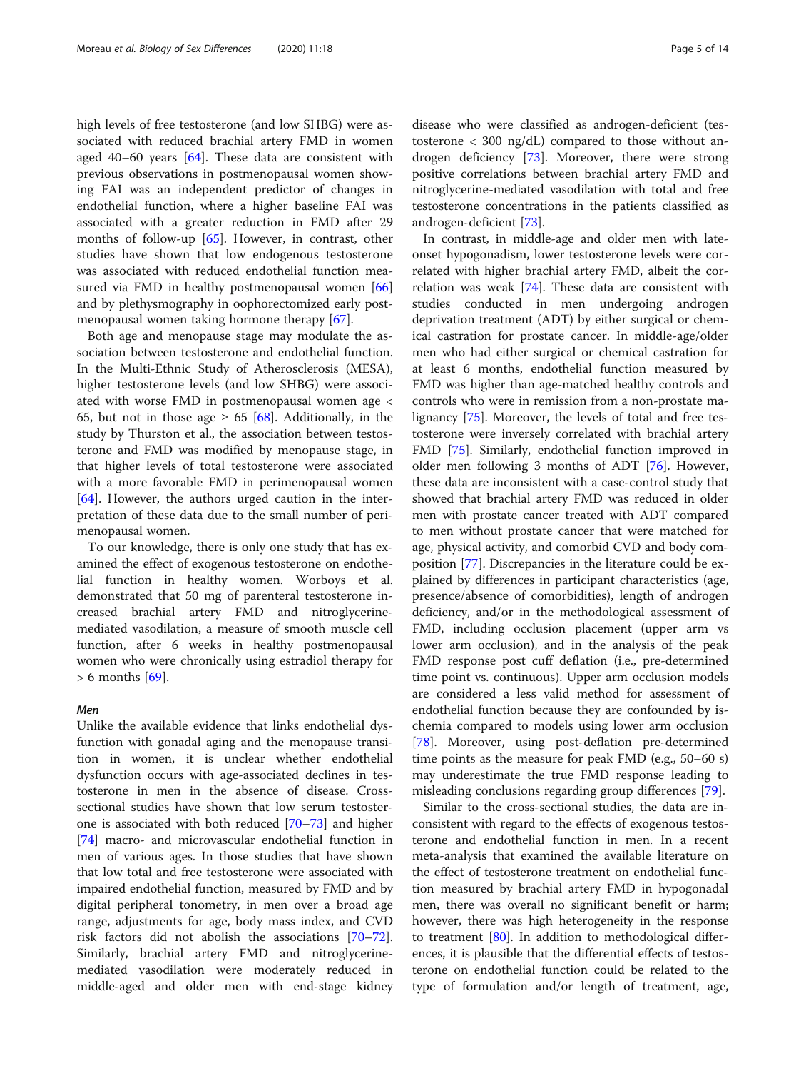high levels of free testosterone (and low SHBG) were associated with reduced brachial artery FMD in women aged 40–60 years [64]. These data are consistent with previous observations in postmenopausal women showing FAI was an independent predictor of changes in endothelial function, where a higher baseline FAI was associated with a greater reduction in FMD after 29 months of follow-up [65]. However, in contrast, other studies have shown that low endogenous testosterone was associated with reduced endothelial function measured via FMD in healthy postmenopausal women [66] and by plethysmography in oophorectomized early postmenopausal women taking hormone therapy [67].

Both age and menopause stage may modulate the association between testosterone and endothelial function. In the Multi-Ethnic Study of Atherosclerosis (MESA), higher testosterone levels (and low SHBG) were associated with worse FMD in postmenopausal women age < 65, but not in those age ≥ 65 [68]. Additionally, in the study by Thurston et al., the association between testosterone and FMD was modified by menopause stage, in that higher levels of total testosterone were associated with a more favorable FMD in perimenopausal women [64]. However, the authors urged caution in the interpretation of these data due to the small number of perimenopausal women.

To our knowledge, there is only one study that has examined the effect of exogenous testosterone on endothelial function in healthy women. Worboys et al. demonstrated that 50 mg of parenteral testosterone increased brachial artery FMD and nitroglycerine-mediated vasodilation, a measure of smooth muscle cell function, after 6 weeks in healthy postmenopausal women who were chronically using estradiol therapy for > 6 months [69].

### *Men*

Unlike the available evidence that links endothelial dysfunction with gonadal aging and the menopause transition in women, it is unclear whether endothelial dysfunction occurs with age-associated declines in testosterone in men in the absence of disease. Cross-sectional studies have shown that low serum testosterone is associated with both reduced [70–73] and higher [74] macro- and microvascular endothelial function in men of various ages. In those studies that have shown that low total and free testosterone were associated with impaired endothelial function, measured by FMD and by digital peripheral tonometry, in men over a broad age range, adjustments for age, body mass index, and CVD risk factors did not abolish the associations [70–72]. Similarly, brachial artery FMD and nitroglycerine-mediated vasodilation were moderately reduced in middle-aged and older men with end-stage kidney disease who were classified as androgen-deficient (testosterone < 300 ng/dL) compared to those without androgen deficiency [73]. Moreover, there were strong positive correlations between brachial artery FMD and nitroglycerine-mediated vasodilation with total and free testosterone concentrations in the patients classified as androgen-deficient [73].

In contrast, in middle-age and older men with late-onset hypogonadism, lower testosterone levels were correlated with higher brachial artery FMD, albeit the correlation was weak [74]. These data are consistent with studies conducted in men undergoing androgen deprivation treatment (ADT) by either surgical or chemical castration for prostate cancer. In middle-age/older men who had either surgical or chemical castration for at least 6 months, endothelial function measured by FMD was higher than age-matched healthy controls and controls who were in remission from a non-prostate malignancy [75]. Moreover, the levels of total and free testosterone were inversely correlated with brachial artery FMD [75]. Similarly, endothelial function improved in older men following 3 months of ADT [76]. However, these data are inconsistent with a case-control study that showed that brachial artery FMD was reduced in older men with prostate cancer treated with ADT compared to men without prostate cancer that were matched for age, physical activity, and comorbid CVD and body composition [77]. Discrepancies in the literature could be explained by differences in participant characteristics (age, presence/absence of comorbidities), length of androgen deficiency, and/or in the methodological assessment of FMD, including occlusion placement (upper arm vs lower arm occlusion), and in the analysis of the peak FMD response post cuff deflation (i.e., pre-determined time point vs. continuous). Upper arm occlusion models are considered a less valid method for assessment of endothelial function because they are confounded by ischemia compared to models using lower arm occlusion [78]. Moreover, using post-deflation pre-determined time points as the measure for peak FMD (e.g., 50–60 s) may underestimate the true FMD response leading to misleading conclusions regarding group differences [79].

Similar to the cross-sectional studies, the data are inconsistent with regard to the effects of exogenous testosterone and endothelial function in men. In a recent meta-analysis that examined the available literature on the effect of testosterone treatment on endothelial function measured by brachial artery FMD in hypogonadal men, there was overall no significant benefit or harm; however, there was high heterogeneity in the response to treatment [80]. In addition to methodological differences, it is plausible that the differential effects of testosterone on endothelial function could be related to the type of formulation and/or length of treatment, age,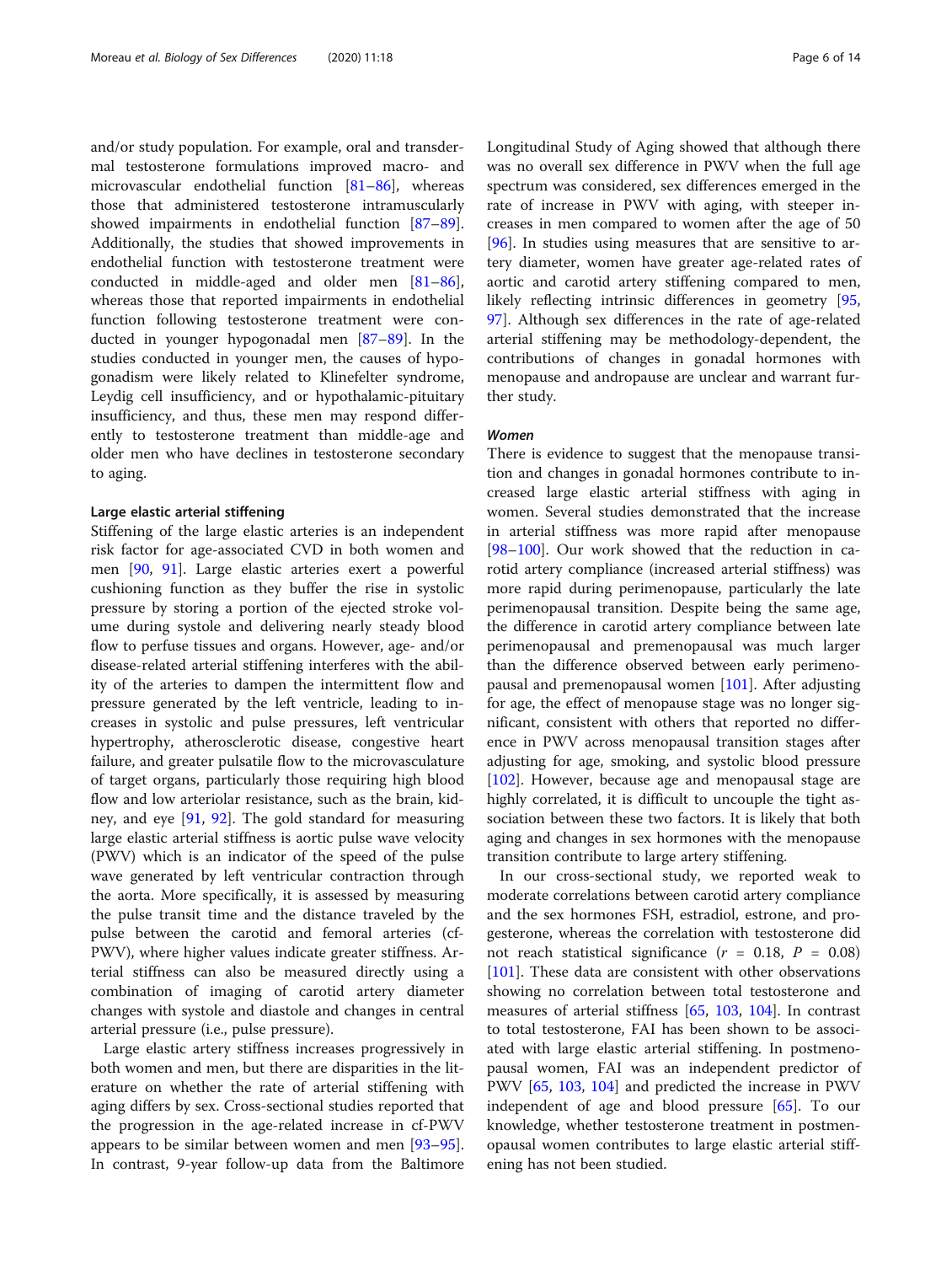and/or study population. For example, oral and transdermal testosterone formulations improved macro- and microvascular endothelial function [81–86], whereas those that administered testosterone intramuscularly showed impairments in endothelial function [87–89]. Additionally, the studies that showed improvements in endothelial function with testosterone treatment were conducted in middle-aged and older men [81–86], whereas those that reported impairments in endothelial function following testosterone treatment were conducted in younger hypogonadal men [87–89]. In the studies conducted in younger men, the causes of hypogonadism were likely related to Klinefelter syndrome, Leydig cell insufficiency, and or hypothalamic-pituitary insufficiency, and thus, these men may respond differently to testosterone treatment than middle-age and older men who have declines in testosterone secondary to aging.

### Large elastic arterial stiffening

Stiffening of the large elastic arteries is an independent risk factor for age-associated CVD in both women and men [90, 91]. Large elastic arteries exert a powerful cushioning function as they buffer the rise in systolic pressure by storing a portion of the ejected stroke volume during systole and delivering nearly steady blood flow to perfuse tissues and organs. However, age- and/or disease-related arterial stiffening interferes with the ability of the arteries to dampen the intermittent flow and pressure generated by the left ventricle, leading to increases in systolic and pulse pressures, left ventricular hypertrophy, atherosclerotic disease, congestive heart failure, and greater pulsatile flow to the microvasculature of target organs, particularly those requiring high blood flow and low arteriolar resistance, such as the brain, kidney, and eye [91, 92]. The gold standard for measuring large elastic arterial stiffness is aortic pulse wave velocity (PWV) which is an indicator of the speed of the pulse wave generated by left ventricular contraction through the aorta. More specifically, it is assessed by measuring the pulse transit time and the distance traveled by the pulse between the carotid and femoral arteries (cf-PWV), where higher values indicate greater stiffness. Arterial stiffness can also be measured directly using a combination of imaging of carotid artery diameter changes with systole and diastole and changes in central arterial pressure (i.e., pulse pressure).

Large elastic artery stiffness increases progressively in both women and men, but there are disparities in the literature on whether the rate of arterial stiffening with aging differs by sex. Cross-sectional studies reported that the progression in the age-related increase in cf-PWV appears to be similar between women and men [93–95]. In contrast, 9-year follow-up data from the Baltimore Longitudinal Study of Aging showed that although there was no overall sex difference in PWV when the full age spectrum was considered, sex differences emerged in the rate of increase in PWV with aging, with steeper increases in men compared to women after the age of 50 [96]. In studies using measures that are sensitive to artery diameter, women have greater age-related rates of aortic and carotid artery stiffening compared to men, likely reflecting intrinsic differences in geometry [95, 97]. Although sex differences in the rate of age-related arterial stiffening may be methodology-dependent, the contributions of changes in gonadal hormones with menopause and andropause are unclear and warrant further study.

#### *Women*

There is evidence to suggest that the menopause transition and changes in gonadal hormones contribute to increased large elastic arterial stiffness with aging in women. Several studies demonstrated that the increase in arterial stiffness was more rapid after menopause [98–100]. Our work showed that the reduction in carotid artery compliance (increased arterial stiffness) was more rapid during perimenopause, particularly the late perimenopausal transition. Despite being the same age, the difference in carotid artery compliance between late perimenopausal and premenopausal was much larger than the difference observed between early perimenopausal and premenopausal women [101]. After adjusting for age, the effect of menopause stage was no longer significant, consistent with others that reported no difference in PWV across menopausal transition stages after adjusting for age, smoking, and systolic blood pressure [102]. However, because age and menopausal stage are highly correlated, it is difficult to uncouple the tight association between these two factors. It is likely that both aging and changes in sex hormones with the menopause transition contribute to large artery stiffening.

In our cross-sectional study, we reported weak to moderate correlations between carotid artery compliance and the sex hormones FSH, estradiol, estrone, and progesterone, whereas the correlation with testosterone did not reach statistical significance ($r$ = 0.18, $P$ = 0.08) [101]. These data are consistent with other observations showing no correlation between total testosterone and measures of arterial stiffness [65, 103, 104]. In contrast to total testosterone, FAI has been shown to be associated with large elastic arterial stiffening. In postmenopausal women, FAI was an independent predictor of PWV [65, 103, 104] and predicted the increase in PWV independent of age and blood pressure [65]. To our knowledge, whether testosterone treatment in postmenopausal women contributes to large elastic arterial stiffening has not been studied.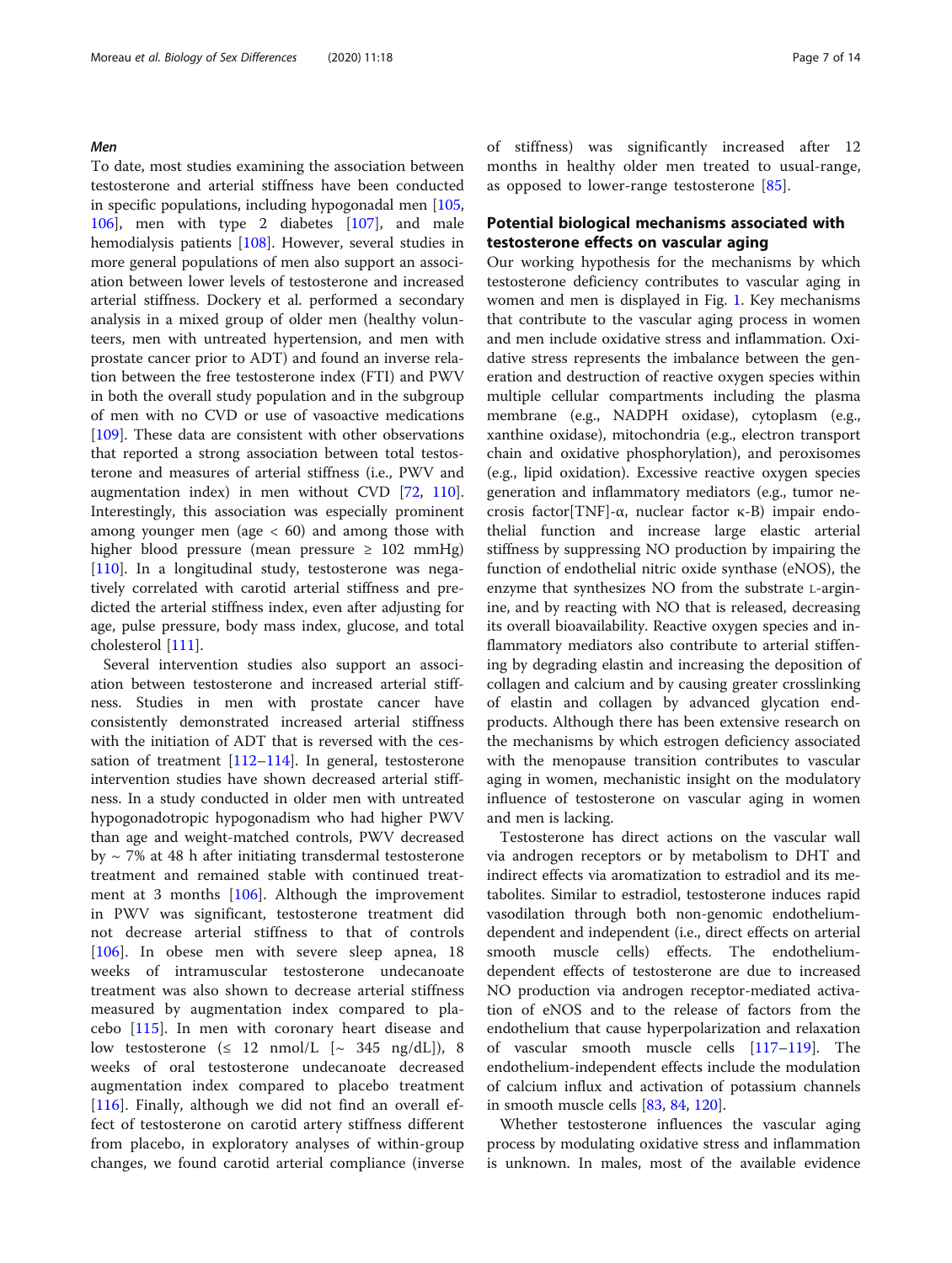#### *Men*

To date, most studies examining the association between testosterone and arterial stiffness have been conducted in specific populations, including hypogonadal men [105, 106], men with type 2 diabetes [107], and male hemodialysis patients [108]. However, several studies in more general populations of men also support an association between lower levels of testosterone and increased arterial stiffness. Dockery et al. performed a secondary analysis in a mixed group of older men (healthy volunteers, men with untreated hypertension, and men with prostate cancer prior to ADT) and found an inverse relation between the free testosterone index (FTI) and PWV in both the overall study population and in the subgroup of men with no CVD or use of vasoactive medications [109]. These data are consistent with other observations that reported a strong association between total testosterone and measures of arterial stiffness (i.e., PWV and augmentation index) in men without CVD [72, 110]. Interestingly, this association was especially prominent among younger men (age < 60) and among those with higher blood pressure (mean pressure ≥ 102 mmHg) [110]. In a longitudinal study, testosterone was negatively correlated with carotid arterial stiffness and predicted the arterial stiffness index, even after adjusting for age, pulse pressure, body mass index, glucose, and total cholesterol [111].

Several intervention studies also support an association between testosterone and increased arterial stiffness. Studies in men with prostate cancer have consistently demonstrated increased arterial stiffness with the initiation of ADT that is reversed with the cessation of treatment [112–114]. In general, testosterone intervention studies have shown decreased arterial stiffness. In a study conducted in older men with untreated hypogonadotropic hypogonadism who had higher PWV than age and weight-matched controls, PWV decreased by ~ 7% at 48 h after initiating transdermal testosterone treatment and remained stable with continued treatment at 3 months [106]. Although the improvement in PWV was significant, testosterone treatment did not decrease arterial stiffness to that of controls [106]. In obese men with severe sleep apnea, 18 weeks of intramuscular testosterone undecanoate treatment was also shown to decrease arterial stiffness measured by augmentation index compared to placebo [115]. In men with coronary heart disease and low testosterone (≤ 12 nmol/L [~ 345 ng/dL]), 8 weeks of oral testosterone undecanoate decreased augmentation index compared to placebo treatment [116]. Finally, although we did not find an overall effect of testosterone on carotid artery stiffness different from placebo, in exploratory analyses of within-group changes, we found carotid arterial compliance (inverse of stiffness) was significantly increased after 12 months in healthy older men treated to usual-range, as opposed to lower-range testosterone [85].

## Potential biological mechanisms associated with testosterone effects on vascular aging

Our working hypothesis for the mechanisms by which testosterone deficiency contributes to vascular aging in women and men is displayed in Fig. 1. Key mechanisms that contribute to the vascular aging process in women and men include oxidative stress and inflammation. Oxidative stress represents the imbalance between the generation and destruction of reactive oxygen species within multiple cellular compartments including the plasma membrane (e.g., NADPH oxidase), cytoplasm (e.g., xanthine oxidase), mitochondria (e.g., electron transport chain and oxidative phosphorylation), and peroxisomes (e.g., lipid oxidation). Excessive reactive oxygen species generation and inflammatory mediators (e.g., tumor necrosis factor[TNF]-α, nuclear factor κ-B) impair endothelial function and increase large elastic arterial stiffness by suppressing NO production by impairing the function of endothelial nitric oxide synthase (eNOS), the enzyme that synthesizes NO from the substrate L-arginine, and by reacting with NO that is released, decreasing its overall bioavailability. Reactive oxygen species and inflammatory mediators also contribute to arterial stiffening by degrading elastin and increasing the deposition of collagen and calcium and by causing greater crosslinking of elastin and collagen by advanced glycation endproducts. Although there has been extensive research on the mechanisms by which estrogen deficiency associated with the menopause transition contributes to vascular aging in women, mechanistic insight on the modulatory influence of testosterone on vascular aging in women and men is lacking.

Testosterone has direct actions on the vascular wall via androgen receptors or by metabolism to DHT and indirect effects via aromatization to estradiol and its metabolites. Similar to estradiol, testosterone induces rapid vasodilation through both non-genomic endothelium-dependent and independent (i.e., direct effects on arterial smooth muscle cells) effects. The endothelium-dependent effects of testosterone are due to increased NO production via androgen receptor-mediated activation of eNOS and to the release of factors from the endothelium that cause hyperpolarization and relaxation of vascular smooth muscle cells [117–119]. The endothelium-independent effects include the modulation of calcium influx and activation of potassium channels in smooth muscle cells [83, 84, 120].

Whether testosterone influences the vascular aging process by modulating oxidative stress and inflammation is unknown. In males, most of the available evidence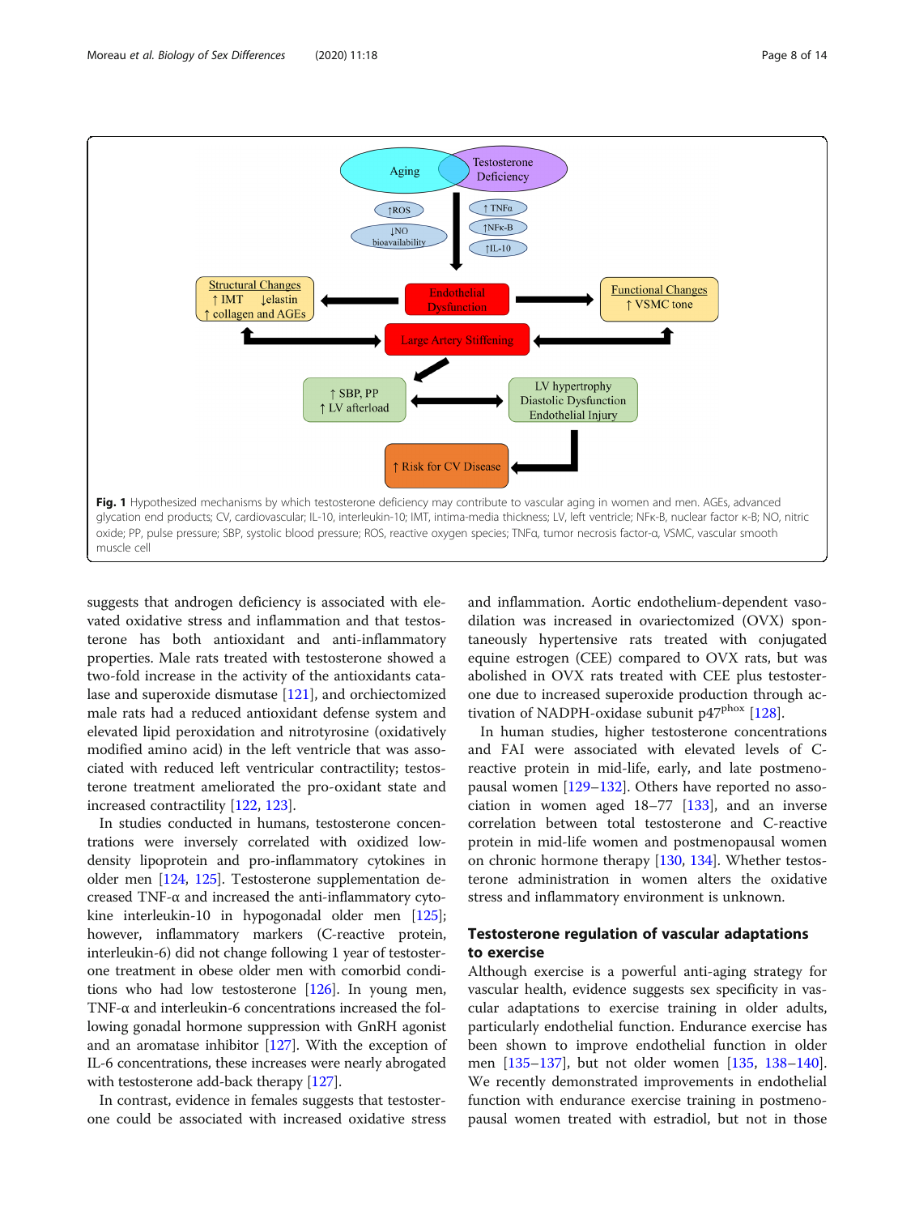Fig. 1 Hypothesized mechanisms by which testosterone deficiency may contribute to vascular aging in women and men. AGEs, advanced glycation end products; CV, cardiovascular; IL-10, interleukin-10; IMT, intima-media thickness; LV, left ventricle; NFκ-B, nuclear factor κ-B; NO, nitric oxide; PP, pulse pressure; SBP, systolic blood pressure; ROS, reactive oxygen species; TNFα, tumor necrosis factor-α, VSMC, vascular smooth muscle cell

suggests that androgen deficiency is associated with elevated oxidative stress and inflammation and that testosterone has both antioxidant and anti-inflammatory properties. Male rats treated with testosterone showed a two-fold increase in the activity of the antioxidants catalase and superoxide dismutase [121], and orchiectomized male rats had a reduced antioxidant defense system and elevated lipid peroxidation and nitrotyrosine (oxidatively modified amino acid) in the left ventricle that was associated with reduced left ventricular contractility; testosterone treatment ameliorated the pro-oxidant state and increased contractility [122, 123].

In studies conducted in humans, testosterone concentrations were inversely correlated with oxidized low-density lipoprotein and pro-inflammatory cytokines in older men [124, 125]. Testosterone supplementation decreased TNF-α and increased the anti-inflammatory cytokine interleukin-10 in hypogonadal older men [125]; however, inflammatory markers (C-reactive protein, interleukin-6) did not change following 1 year of testosterone treatment in obese older men with comorbid conditions who had low testosterone [126]. In young men, TNF-α and interleukin-6 concentrations increased the following gonadal hormone suppression with GnRH agonist and an aromatase inhibitor [127]. With the exception of IL-6 concentrations, these increases were nearly abrogated with testosterone add-back therapy [127].

In contrast, evidence in females suggests that testosterone could be associated with increased oxidative stress and inflammation. Aortic endothelium-dependent vasodilation was increased in ovariectomized (OVX) spontaneously hypertensive rats treated with conjugated equine estrogen (CEE) compared to OVX rats, but was abolished in OVX rats treated with CEE plus testosterone due to increased superoxide production through activation of NADPH-oxidase subunit p47$^{phox}$ [128].

In human studies, higher testosterone concentrations and FAI were associated with elevated levels of C-reactive protein in mid-life, early, and late postmenopausal women [129–132]. Others have reported no association in women aged 18–77 [133], and an inverse correlation between total testosterone and C-reactive protein in mid-life women and postmenopausal women on chronic hormone therapy [130, 134]. Whether testosterone administration in women alters the oxidative stress and inflammatory environment is unknown.

## Testosterone regulation of vascular adaptations to exercise

Although exercise is a powerful anti-aging strategy for vascular health, evidence suggests sex specificity in vascular adaptations to exercise training in older adults, particularly endothelial function. Endurance exercise has been shown to improve endothelial function in older men [135–137], but not older women [135, 138–140]. We recently demonstrated improvements in endothelial function with endurance exercise training in postmenopausal women treated with estradiol, but not in those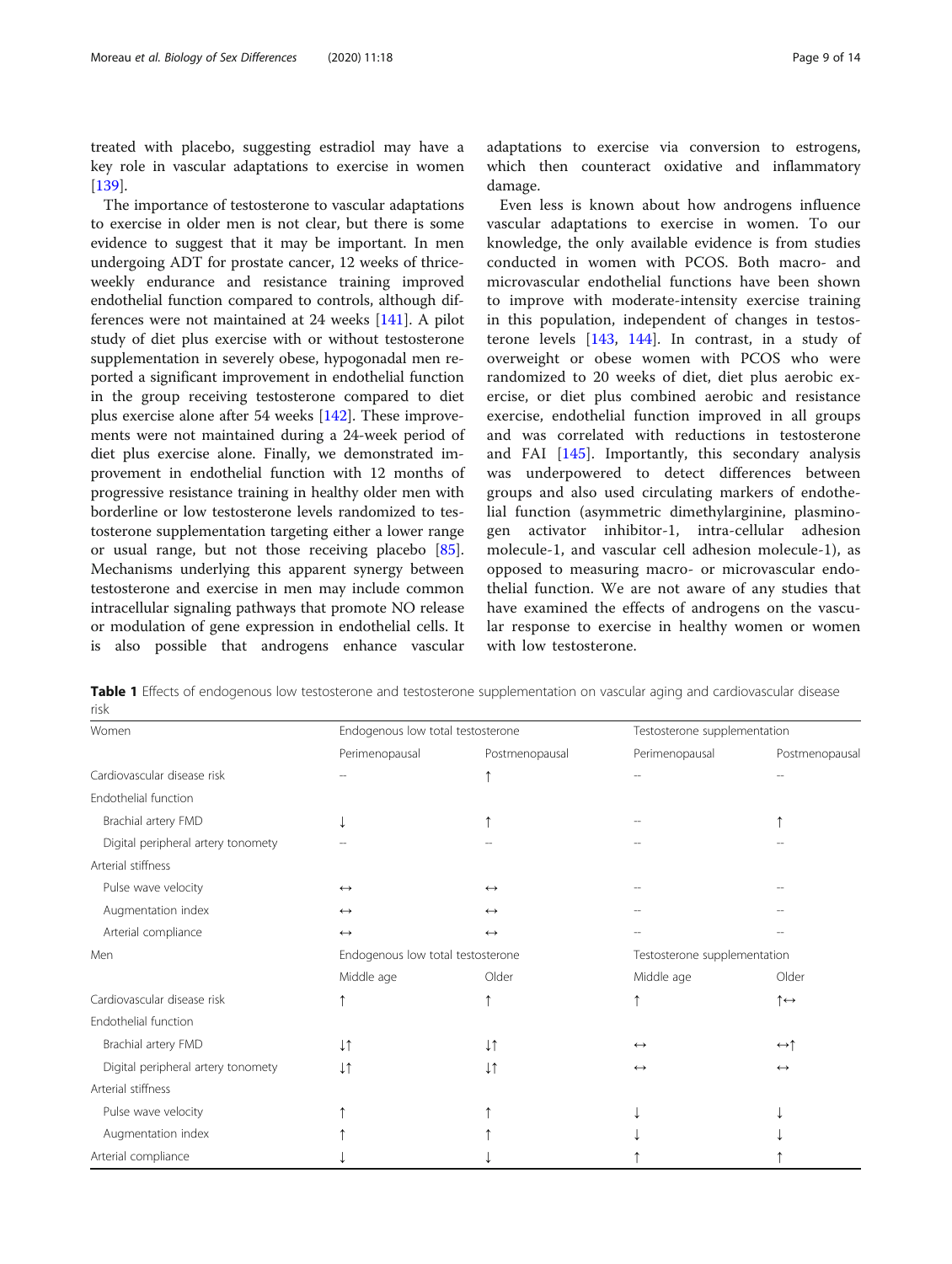treated with placebo, suggesting estradiol may have a key role in vascular adaptations to exercise in women [139].

The importance of testosterone to vascular adaptations to exercise in older men is not clear, but there is some evidence to suggest that it may be important. In men undergoing ADT for prostate cancer, 12 weeks of thrice-weekly endurance and resistance training improved endothelial function compared to controls, although differences were not maintained at 24 weeks [141]. A pilot study of diet plus exercise with or without testosterone supplementation in severely obese, hypogonadal men reported a significant improvement in endothelial function in the group receiving testosterone compared to diet plus exercise alone after 54 weeks [142]. These improvements were not maintained during a 24-week period of diet plus exercise alone. Finally, we demonstrated improvement in endothelial function with 12 months of progressive resistance training in healthy older men with borderline or low testosterone levels randomized to testosterone supplementation targeting either a lower range or usual range, but not those receiving placebo [85]. Mechanisms underlying this apparent synergy between testosterone and exercise in men may include common intracellular signaling pathways that promote NO release or modulation of gene expression in endothelial cells. It is also possible that androgens enhance vascular adaptations to exercise via conversion to estrogens, which then counteract oxidative and inflammatory damage.

Even less is known about how androgens influence vascular adaptations to exercise in women. To our knowledge, the only available evidence is from studies conducted in women with PCOS. Both macro- and microvascular endothelial functions have been shown to improve with moderate-intensity exercise training in this population, independent of changes in testosterone levels [143, 144]. In contrast, in a study of overweight or obese women with PCOS who were randomized to 20 weeks of diet, diet plus aerobic exercise, or diet plus combined aerobic and resistance exercise, endothelial function improved in all groups and was correlated with reductions in testosterone and FAI [145]. Importantly, this secondary analysis was underpowered to detect differences between groups and also used circulating markers of endothelial function (asymmetric dimethylarginine, plasminogen activator inhibitor-1, intra-cellular adhesion molecule-1, and vascular cell adhesion molecule-1), as opposed to measuring macro- or microvascular endothelial function. We are not aware of any studies that have examined the effects of androgens on the vascular response to exercise in healthy women or women with low testosterone.

**Table 1** Effects of endogenous low testosterone and testosterone supplementation on vascular aging and cardiovascular disease risk

| Women | Endogenous low total testosterone | | Testosterone supplementation | |
|---|---|---|---|---|
| | Perimenopausal | Postmenopausal | Perimenopausal | Postmenopausal |
| Cardiovascular disease risk | -- | ↑ | -- | -- |
| Endothelial function | | | | |
| Brachial artery FMD | ↓ | ↑ | -- | ↑ |
| Digital peripheral artery tonomety | -- | -- | -- | -- |
| Arterial stiffness | | | | |
| Pulse wave velocity | ↔ | ↔ | -- | -- |
| Augmentation index | ↔ | ↔ | -- | -- |
| Arterial compliance | ↔ | ↔ | -- | -- |
| Men | Endogenous low total testosterone | | Testosterone supplementation | |
| | Middle age | Older | Middle age | Older |
| Cardiovascular disease risk | ↑ | ↑ | ↑ | ↑↔ |
| Endothelial function | | | | |
| Brachial artery FMD | ↓↑ | ↓↑ | ↔ | ↔↑ |
| Digital peripheral artery tonomety | ↓↑ | ↓↑ | ↔ | ↔ |
| Arterial stiffness | | | | |
| Pulse wave velocity | ↑ | ↑ | ↓ | ↓ |
| Augmentation index | ↑ | ↑ | ↓ | ↓ |
| Arterial compliance | ↓ | ↓ | ↑ | ↑ |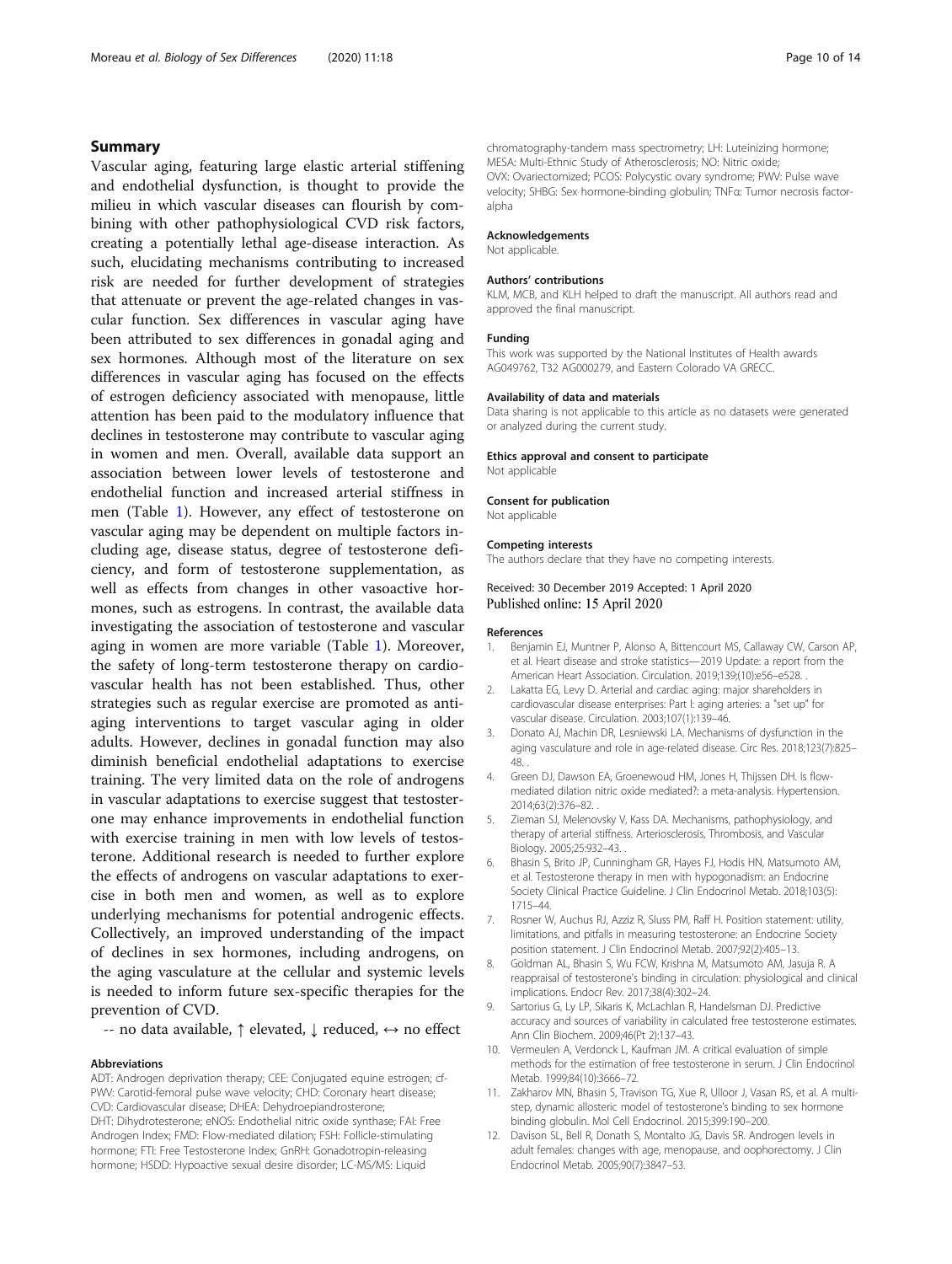## Summary

Vascular aging, featuring large elastic arterial stiffening and endothelial dysfunction, is thought to provide the milieu in which vascular diseases can flourish by combining with other pathophysiological CVD risk factors, creating a potentially lethal age-disease interaction. As such, elucidating mechanisms contributing to increased risk are needed for further development of strategies that attenuate or prevent the age-related changes in vascular function. Sex differences in vascular aging have been attributed to sex differences in gonadal aging and sex hormones. Although most of the literature on sex differences in vascular aging has focused on the effects of estrogen deficiency associated with menopause, little attention has been paid to the modulatory influence that declines in testosterone may contribute to vascular aging in women and men. Overall, available data support an association between lower levels of testosterone and endothelial function and increased arterial stiffness in men (Table 1). However, any effect of testosterone on vascular aging may be dependent on multiple factors including age, disease status, degree of testosterone deficiency, and form of testosterone supplementation, as well as effects from changes in other vasoactive hormones, such as estrogens. In contrast, the available data investigating the association of testosterone and vascular aging in women are more variable (Table 1). Moreover, the safety of long-term testosterone therapy on cardiovascular health has not been established. Thus, other strategies such as regular exercise are promoted as anti-aging interventions to target vascular aging in older adults. However, declines in gonadal function may also diminish beneficial endothelial adaptations to exercise training. The very limited data on the role of androgens in vascular adaptations to exercise suggest that testosterone may enhance improvements in endothelial function with exercise training in men with low levels of testosterone. Additional research is needed to further explore the effects of androgens on vascular adaptations to exercise in both men and women, as well as to explore underlying mechanisms for potential androgenic effects. Collectively, an improved understanding of the impact of declines in sex hormones, including androgens, on the aging vasculature at the cellular and systemic levels is needed to inform future sex-specific therapies for the prevention of CVD.

-- no data available, ↑ elevated, ↓ reduced, ↔ no effect

#### Abbreviations

ADT: Androgen deprivation therapy; CEE: Conjugated equine estrogen; cf-PWV: Carotid-femoral pulse wave velocity; CHD: Coronary heart disease; CVD: Cardiovascular disease; DHEA: Dehydroepiandrosterone; DHT: Dihydrotesterone; eNOS: Endothelial nitric oxide synthase; FAI: Free Androgen Index; FMD: Flow-mediated dilation; FSH: Follicle-stimulating hormone; FTI: Free Testosterone Index; GnRH: Gonadotropin-releasing hormone; HSDD: Hypoactive sexual desire disorder; LC-MS/MS: Liquid chromatography-tandem mass spectrometry; LH: Luteinizing hormone; MESA: Multi-Ethnic Study of Atherosclerosis; NO: Nitric oxide; OVX: Ovariectomized; PCOS: Polycystic ovary syndrome; PWV: Pulse wave velocity; SHBG: Sex hormone-binding globulin; TNFα: Tumor necrosis factor-alpha

#### Acknowledgements

Not applicable.

#### Authors' contributions

KLM, MCB, and KLH helped to draft the manuscript. All authors read and approved the final manuscript.

#### Funding

This work was supported by the National Institutes of Health awards AG049762, T32 AG000279, and Eastern Colorado VA GRECC.

#### Availability of data and materials

Data sharing is not applicable to this article as no datasets were generated or analyzed during the current study.

#### Ethics approval and consent to participate

Not applicable

#### Consent for publication

Not applicable

#### Competing interests

The authors declare that they have no competing interests.

Received: 30 December 2019 Accepted: 1 April 2020
Published online: 15 April 2020

#### References

1. Benjamin EJ, Muntner P, Alonso A, Bittencourt MS, Callaway CW, Carson AP, et al. Heart disease and stroke statistics—2019 Update: a report from the American Heart Association. Circulation. 2019;139;(10):e56–e528. .
2. Lakatta EG, Levy D. Arterial and cardiac aging: major shareholders in cardiovascular disease enterprises: Part I: aging arteries: a "set up" for vascular disease. Circulation. 2003;107(1):139–46.
3. Donato AJ, Machin DR, Lesniewski LA. Mechanisms of dysfunction in the aging vasculature and role in age-related disease. Circ Res. 2018;123(7):825–48. .
4. Green DJ, Dawson EA, Groenewoud HM, Jones H, Thijssen DH. Is flow-mediated dilation nitric oxide mediated?: a meta-analysis. Hypertension. 2014;63(2):376–82. .
5. Zieman SJ, Melenovsky V, Kass DA. Mechanisms, pathophysiology, and therapy of arterial stiffness. Arteriosclerosis, Thrombosis, and Vascular Biology. 2005;25:932–43. .
6. Bhasin S, Brito JP, Cunningham GR, Hayes FJ, Hodis HN, Matsumoto AM, et al. Testosterone therapy in men with hypogonadism: an Endocrine Society Clinical Practice Guideline. J Clin Endocrinol Metab. 2018;103(5):1715–44.
7. Rosner W, Auchus RJ, Azziz R, Sluss PM, Raff H. Position statement: utility, limitations, and pitfalls in measuring testosterone: an Endocrine Society position statement. J Clin Endocrinol Metab. 2007;92(2):405–13.
8. Goldman AL, Bhasin S, Wu FCW, Krishna M, Matsumoto AM, Jasuja R. A reappraisal of testosterone's binding in circulation: physiological and clinical implications. Endocr Rev. 2017;38(4):302–24.
9. Sartorius G, Ly LP, Sikaris K, McLachlan R, Handelsman DJ. Predictive accuracy and sources of variability in calculated free testosterone estimates. Ann Clin Biochem. 2009;46(Pt 2):137–43.
10. Vermeulen A, Verdonck L, Kaufman JM. A critical evaluation of simple methods for the estimation of free testosterone in serum. J Clin Endocrinol Metab. 1999;84(10):3666–72.
11. Zakharov MN, Bhasin S, Travison TG, Xue R, Ulloor J, Vasan RS, et al. A multi-step, dynamic allosteric model of testosterone's binding to sex hormone binding globulin. Mol Cell Endocrinol. 2015;399:190–200.
12. Davison SL, Bell R, Donath S, Montalto JG, Davis SR. Androgen levels in adult females: changes with age, menopause, and oophorectomy. J Clin Endocrinol Metab. 2005;90(7):3847–53.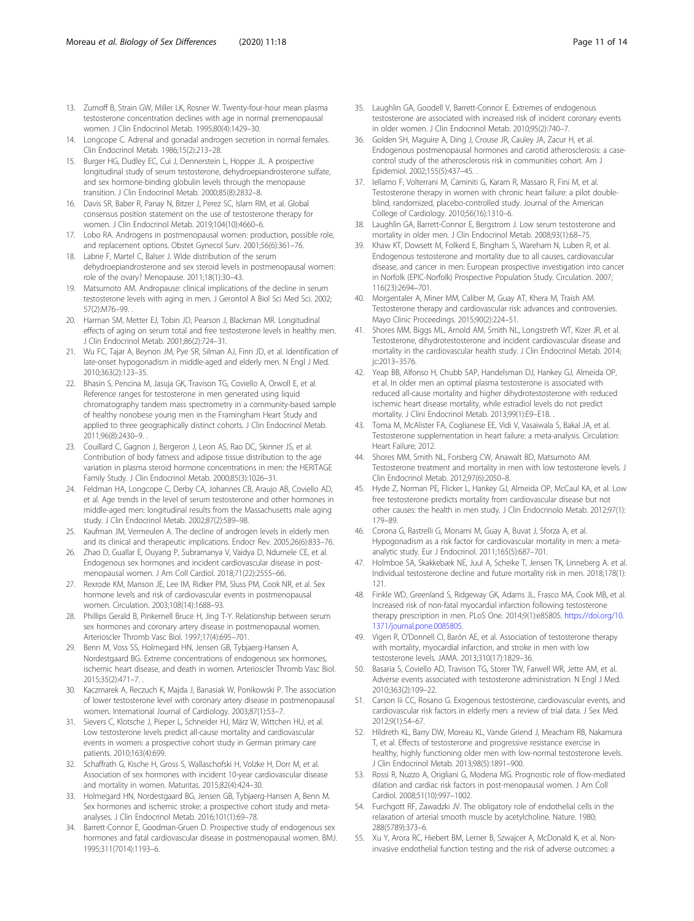13. Zumoff B, Strain GW, Miller LK, Rosner W. Twenty-four-hour mean plasma testosterone concentration declines with age in normal premenopausal women. J Clin Endocrinol Metab. 1995;80(4):1429–30.
14. Longcope C. Adrenal and gonadal androgen secretion in normal females. Clin Endocrinol Metab. 1986;15(2):213–28.
15. Burger HG, Dudley EC, Cui J, Dennerstein L, Hopper JL. A prospective longitudinal study of serum testosterone, dehydroepiandrosterone sulfate, and sex hormone-binding globulin levels through the menopause transition. J Clin Endocrinol Metab. 2000;85(8):2832–8.
16. Davis SR, Baber R, Panay N, Bitzer J, Perez SC, Islam RM, et al. Global consensus position statement on the use of testosterone therapy for women. J Clin Endocrinol Metab. 2019;104(10):4660–6.
17. Lobo RA. Androgens in postmenopausal women: production, possible role, and replacement options. Obstet Gynecol Surv. 2001;56(6):361–76.
18. Labrie F, Martel C, Balser J. Wide distribution of the serum dehydroepiandrosterone and sex steroid levels in postmenopausal women: role of the ovary? Menopause. 2011;18(1):30–43.
19. Matsumoto AM. Andropause: clinical implications of the decline in serum testosterone levels with aging in men. J Gerontol A Biol Sci Med Sci. 2002; 57(2):M76–99. .
20. Harman SM, Metter EJ, Tobin JD, Pearson J, Blackman MR. Longitudinal effects of aging on serum total and free testosterone levels in healthy men. J Clin Endocrinol Metab. 2001;86(2):724–31.
21. Wu FC, Tajar A, Beynon JM, Pye SR, Silman AJ, Finn JD, et al. Identification of late-onset hypogonadism in middle-aged and elderly men. N Engl J Med. 2010;363(2):123–35.
22. Bhasin S, Pencina M, Jasuja GK, Travison TG, Coviello A, Orwoll E, et al. Reference ranges for testosterone in men generated using liquid chromatography tandem mass spectrometry in a community-based sample of healthy nonobese young men in the Framingham Heart Study and applied to three geographically distinct cohorts. J Clin Endocrinol Metab. 2011;96(8):2430–9. .
23. Couillard C, Gagnon J, Bergeron J, Leon AS, Rao DC, Skinner JS, et al. Contribution of body fatness and adipose tissue distribution to the age variation in plasma steroid hormone concentrations in men: the HERITAGE Family Study. J Clin Endocrinol Metab. 2000;85(3):1026–31.
24. Feldman HA, Longcope C, Derby CA, Johannes CB, Araujo AB, Coviello AD, et al. Age trends in the level of serum testosterone and other hormones in middle-aged men: longitudinal results from the Massachusetts male aging study. J Clin Endocrinol Metab. 2002;87(2):589–98.
25. Kaufman JM, Vermeulen A. The decline of androgen levels in elderly men and its clinical and therapeutic implications. Endocr Rev. 2005;26(6):833–76.
26. Zhao D, Guallar E, Ouyang P, Subramanya V, Vaidya D, Ndumele CE, et al. Endogenous sex hormones and incident cardiovascular disease in post-menopausal women. J Am Coll Cardiol. 2018;71(22):2555–66.
27. Rexrode KM, Manson JE, Lee IM, Ridker PM, Sluss PM, Cook NR, et al. Sex hormone levels and risk of cardiovascular events in postmenopausal women. Circulation. 2003;108(14):1688–93.
28. Phillips Gerald B, Pinkernell Bruce H, Jing T-Y. Relationship between serum sex hormones and coronary artery disease in postmenopausal women. Arterioscler Thromb Vasc Biol. 1997;17(4):695–701.
29. Benn M, Voss SS, Holmegard HN, Jensen GB, Tybjaerg-Hansen A, Nordestgaard BG. Extreme concentrations of endogenous sex hormones, ischemic heart disease, and death in women. Arterioscler Thromb Vasc Biol. 2015;35(2):471–7. .
30. Kaczmarek A, Reczuch K, Majda J, Banasiak W, Ponikowski P. The association of lower testosterone level with coronary artery disease in postmenopausal women. International Journal of Cardiology. 2003;87(1):53–7.
31. Sievers C, Klotsche J, Pieper L, Schneider HJ, März W, Wittchen HU, et al. Low testosterone levels predict all-cause mortality and cardiovascular events in women: a prospective cohort study in German primary care patients. 2010;163(4):699.
32. Schaffrath G, Kische H, Gross S, Wallaschofski H, Volzke H, Dorr M, et al. Association of sex hormones with incident 10-year cardiovascular disease and mortality in women. Maturitas. 2015;82(4):424–30.
33. Holmegard HN, Nordestgaard BG, Jensen GB, Tybjaerg-Hansen A, Benn M. Sex hormones and ischemic stroke: a prospective cohort study and meta-analyses. J Clin Endocrinol Metab. 2016;101(1):69–78.
34. Barrett-Connor E, Goodman-Gruen D. Prospective study of endogenous sex hormones and fatal cardiovascular disease in postmenopausal women. BMJ. 1995;311(7014):1193–6.
35. Laughlin GA, Goodell V, Barrett-Connor E. Extremes of endogenous testosterone are associated with increased risk of incident coronary events in older women. J Clin Endocrinol Metab. 2010;95(2):740–7.
36. Golden SH, Maguire A, Ding J, Crouse JR, Cauley JA, Zacur H, et al. Endogenous postmenopausal hormones and carotid atherosclerosis: a case-control study of the atherosclerosis risk in communities cohort. Am J Epidemiol. 2002;155(5):437–45. .
37. Iellamo F, Volterrani M, Caminiti G, Karam R, Massaro R, Fini M, et al. Testosterone therapy in women with chronic heart failure: a pilot double-blind, randomized, placebo-controlled study. Journal of the American College of Cardiology. 2010;56(16):1310–6.
38. Laughlin GA, Barrett-Connor E, Bergstrom J. Low serum testosterone and mortality in older men. J Clin Endocrinol Metab. 2008;93(1):68–75.
39. Khaw KT, Dowsett M, Folkerd E, Bingham S, Wareham N, Luben R, et al. Endogenous testosterone and mortality due to all causes, cardiovascular disease, and cancer in men: European prospective investigation into cancer in Norfolk (EPIC-Norfolk) Prospective Population Study. Circulation. 2007; 116(23):2694–701.
40. Morgentaler A, Miner MM, Caliber M, Guay AT, Khera M, Traish AM. Testosterone therapy and cardiovascular risk: advances and controversies. Mayo Clinic Proceedings. 2015;90(2):224–51.
41. Shores MM, Biggs ML, Arnold AM, Smith NL, Longstreth WT, Kizer JR, et al. Testosterone, dihydrotestosterone and incident cardiovascular disease and mortality in the cardiovascular health study. J Clin Endocrinol Metab. 2014; jc:2013–3576.
42. Yeap BB, Alfonso H, Chubb SAP, Handelsman DJ, Hankey GJ, Almeida OP, et al. In older men an optimal plasma testosterone is associated with reduced all-cause mortality and higher dihydrotestosterone with reduced ischemic heart disease mortality, while estradiol levels do not predict mortality. J Clini Endocrinol Metab. 2013;99(1):E9–E18. .
43. Toma M, McAlister FA, Coglianese EE, Vidi V, Vasaiwala S, Bakal JA, et al. Testosterone supplementation in heart failure: a meta-analysis. Circulation: Heart Failure; 2012.
44. Shores MM, Smith NL, Forsberg CW, Anawalt BD, Matsumoto AM. Testosterone treatment and mortality in men with low testosterone levels. J Clin Endocrinol Metab. 2012;97(6):2050–8.
45. Hyde Z, Norman PE, Flicker L, Hankey GJ, Almeida OP, McCaul KA, et al. Low free testosterone predicts mortality from cardiovascular disease but not other causes: the health in men study. J Clin Endocrinolo Metab. 2012;97(1): 179–89.
46. Corona G, Rastrelli G, Monami M, Guay A, Buvat J, Sforza A, et al. Hypogonadism as a risk factor for cardiovascular mortality in men: a meta-analytic study. Eur J Endocrinol. 2011;165(5):687–701.
47. Holmboe SA, Skakkebæk NE, Juul A, Scheike T, Jensen TK, Linneberg A. et al. Individual testosterone decline and future mortality risk in men. 2018;178(1): 121.
48. Finkle WD, Greenland S, Ridgeway GK, Adams JL, Frasco MA, Cook MB, et al. Increased risk of non-fatal myocardial infarction following testosterone therapy prescription in men. PLoS One. 2014;9(1):e85805. https://doi.org/10.1371/journal.pone.0085805.
49. Vigen R, O'Donnell CI, Barón AE, et al. Association of testosterone therapy with mortality, myocardial infarction, and stroke in men with low testosterone levels. JAMA. 2013;310(17):1829–36.
50. Basaria S, Coviello AD, Travison TG, Storer TW, Farwell WR, Jette AM, et al. Adverse events associated with testosterone administration. N Engl J Med. 2010;363(2):109–22.
51. Carson Iii CC, Rosano G. Exogenous testosterone, cardiovascular events, and cardiovascular risk factors in elderly men: a review of trial data. J Sex Med. 2012;9(1):54–67.
52. Hildreth KL, Barry DW, Moreau KL, Vande Griend J, Meacham RB, Nakamura T, et al. Effects of testosterone and progressive resistance exercise in healthy, highly functioning older men with low-normal testosterone levels. J Clin Endocrinol Metab. 2013;98(5):1891–900.
53. Rossi R, Nuzzo A, Origliani G, Modena MG. Prognostic role of flow-mediated dilation and cardiac risk factors in post-menopausal women. J Am Coll Cardiol. 2008;51(10):997–1002.
54. Furchgott RF, Zawadzki JV. The obligatory role of endothelial cells in the relaxation of arterial smooth muscle by acetylcholine. Nature. 1980; 288(5789):373–6.
55. Xu Y, Arora RC, Hiebert BM, Lerner B, Szwajcer A, McDonald K, et al. Non-invasive endothelial function testing and the risk of adverse outcomes: a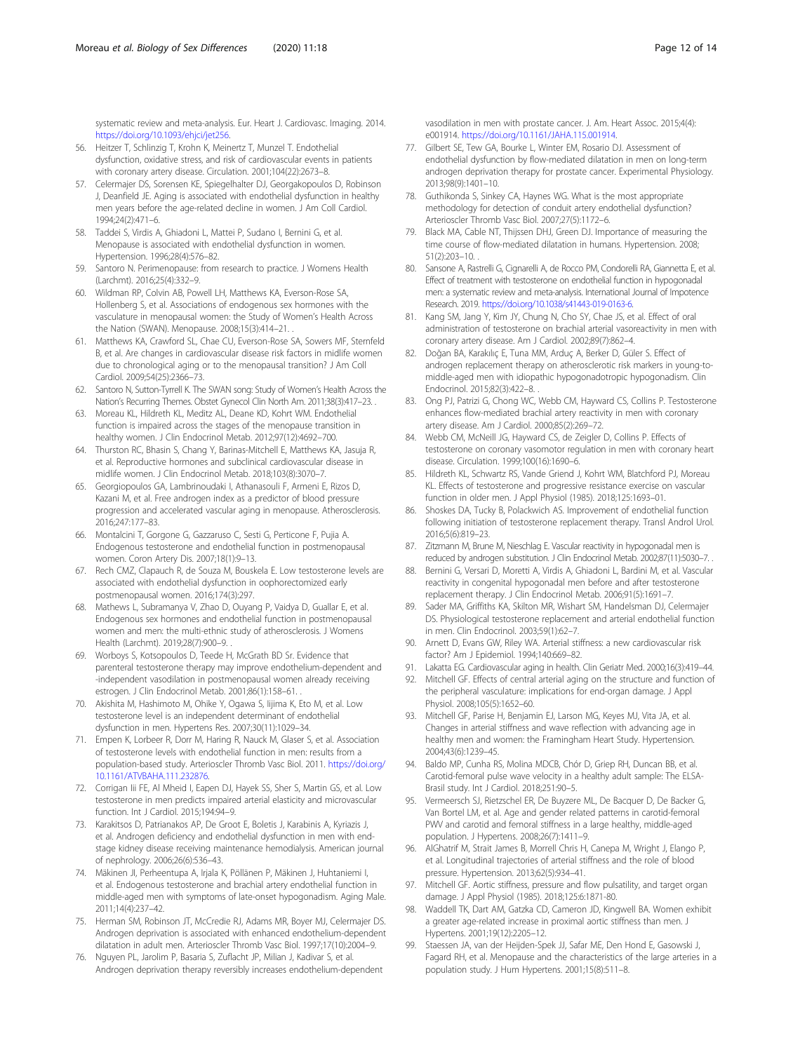systematic review and meta-analysis. Eur. Heart J. Cardiovasc. Imaging. 2014. https://doi.org/10.1093/ehjci/jet256.

56. Heitzer T, Schlinzig T, Krohn K, Meinertz T, Munzel T. Endothelial dysfunction, oxidative stress, and risk of cardiovascular events in patients with coronary artery disease. Circulation. 2001;104(22):2673–8.
57. Celermajer DS, Sorensen KE, Spiegelhalter DJ, Georgakopoulos D, Robinson J, Deanfield JE. Aging is associated with endothelial dysfunction in healthy men years before the age-related decline in women. J Am Coll Cardiol. 1994;24(2):471–6.
58. Taddei S, Virdis A, Ghiadoni L, Mattei P, Sudano I, Bernini G, et al. Menopause is associated with endothelial dysfunction in women. Hypertension. 1996;28(4):576–82.
59. Santoro N. Perimenopause: from research to practice. J Womens Health (Larchmt). 2016;25(4):332–9.
60. Wildman RP, Colvin AB, Powell LH, Matthews KA, Everson-Rose SA, Hollenberg S, et al. Associations of endogenous sex hormones with the vasculature in menopausal women: the Study of Women's Health Across the Nation (SWAN). Menopause. 2008;15(3):414–21. .
61. Matthews KA, Crawford SL, Chae CU, Everson-Rose SA, Sowers MF, Sternfeld B, et al. Are changes in cardiovascular disease risk factors in midlife women due to chronological aging or to the menopausal transition? J Am Coll Cardiol. 2009;54(25):2366–73.
62. Santoro N, Sutton-Tyrrell K. The SWAN song: Study of Women's Health Across the Nation's Recurring Themes. Obstet Gynecol Clin North Am. 2011;38(3):417–23. .
63. Moreau KL, Hildreth KL, Meditz AL, Deane KD, Kohrt WM. Endothelial function is impaired across the stages of the menopause transition in healthy women. J Clin Endocrinol Metab. 2012;97(12):4692–700.
64. Thurston RC, Bhasin S, Chang Y, Barinas-Mitchell E, Matthews KA, Jasuja R, et al. Reproductive hormones and subclinical cardiovascular disease in midlife women. J Clin Endocrinol Metab. 2018;103(8):3070–7.
65. Georgiopoulos GA, Lambrinoudaki I, Athanasouli F, Armeni E, Rizos D, Kazani M, et al. Free androgen index as a predictor of blood pressure progression and accelerated vascular aging in menopause. Atherosclerosis. 2016;247:177–83.
66. Montalcini T, Gorgone G, Gazzaruso C, Sesti G, Perticone F, Pujia A. Endogenous testosterone and endothelial function in postmenopausal women. Coron Artery Dis. 2007;18(1):9–13.
67. Rech CMZ, Clapauch R, de Souza M, Bouskela E. Low testosterone levels are associated with endothelial dysfunction in oophorectomized early postmenopausal women. 2016;174(3):297.
68. Mathews L, Subramanya V, Zhao D, Ouyang P, Vaidya D, Guallar E, et al. Endogenous sex hormones and endothelial function in postmenopausal women and men: the multi-ethnic study of atherosclerosis. J Womens Health (Larchmt). 2019;28(7):900–9. .
69. Worboys S, Kotsopoulos D, Teede H, McGrath BD Sr. Evidence that parenteral testosterone therapy may improve endothelium-dependent and -independent vasodilation in postmenopausal women already receiving estrogen. J Clin Endocrinol Metab. 2001;86(1):158–61. .
70. Akishita M, Hashimoto M, Ohike Y, Ogawa S, Iijima K, Eto M, et al. Low testosterone level is an independent determinant of endothelial dysfunction in men. Hypertens Res. 2007;30(11):1029–34.
71. Empen K, Lorbeer R, Dorr M, Haring R, Nauck M, Glaser S, et al. Association of testosterone levels with endothelial function in men: results from a population-based study. Arterioscler Thromb Vasc Biol. 2011. https://doi.org/10.1161/ATVBAHA.111.232876.
72. Corrigan Iii FE, Al Mheid I, Eapen DJ, Hayek SS, Sher S, Martin GS, et al. Low testosterone in men predicts impaired arterial elasticity and microvascular function. Int J Cardiol. 2015;194:94–9.
73. Karakitsos D, Patrianakos AP, De Groot E, Boletis J, Karabinis A, Kyriazis J, et al. Androgen deficiency and endothelial dysfunction in men with end-stage kidney disease receiving maintenance hemodialysis. American journal of nephrology. 2006;26(6):536–43.
74. Mäkinen JI, Perheentupa A, Irjala K, Pöllänen P, Mäkinen J, Huhtaniemi I, et al. Endogenous testosterone and brachial artery endothelial function in middle-aged men with symptoms of late-onset hypogonadism. Aging Male. 2011;14(4):237–42.
75. Herman SM, Robinson JT, McCredie RJ, Adams MR, Boyer MJ, Celermajer DS. Androgen deprivation is associated with enhanced endothelium-dependent dilatation in adult men. Arterioscler Thromb Vasc Biol. 1997;17(10):2004–9.
76. Nguyen PL, Jarolim P, Basaria S, Zuflacht JP, Milian J, Kadivar S, et al. Androgen deprivation therapy reversibly increases endothelium-dependent vasodilation in men with prostate cancer. J. Am. Heart Assoc. 2015;4(4): e001914. https://doi.org/10.1161/JAHA.115.001914.
77. Gilbert SE, Tew GA, Bourke L, Winter EM, Rosario DJ. Assessment of endothelial dysfunction by flow-mediated dilatation in men on long-term androgen deprivation therapy for prostate cancer. Experimental Physiology. 2013;98(9):1401–10.
78. Guthikonda S, Sinkey CA, Haynes WG. What is the most appropriate methodology for detection of conduit artery endothelial dysfunction? Arterioscler Thromb Vasc Biol. 2007;27(5):1172–6.
79. Black MA, Cable NT, Thijssen DHJ, Green DJ. Importance of measuring the time course of flow-mediated dilatation in humans. Hypertension. 2008; 51(2):203–10. .
80. Sansone A, Rastrelli G, Cignarelli A, de Rocco PM, Condorelli RA, Giannetta E, et al. Effect of treatment with testosterone on endothelial function in hypogonadal men: a systematic review and meta-analysis. International Journal of Impotence Research. 2019. https://doi.org/10.1038/s41443-019-0163-6.
81. Kang SM, Jang Y, Kim JY, Chung N, Cho SY, Chae JS, et al. Effect of oral administration of testosterone on brachial arterial vasoreactivity in men with coronary artery disease. Am J Cardiol. 2002;89(7):862–4.
82. Doğan BA, Karakılıç E, Tuna MM, Arduç A, Berker D, Güler S. Effect of androgen replacement therapy on atherosclerotic risk markers in young-to-middle-aged men with idiopathic hypogonadotropic hypogonadism. Clin Endocrinol. 2015;82(3):422–8. .
83. Ong PJ, Patrizi G, Chong WC, Webb CM, Hayward CS, Collins P. Testosterone enhances flow-mediated brachial artery reactivity in men with coronary artery disease. Am J Cardiol. 2000;85(2):269–72.
84. Webb CM, McNeill JG, Hayward CS, de Zeigler D, Collins P. Effects of testosterone on coronary vasomotor regulation in men with coronary heart disease. Circulation. 1999;100(16):1690–6.
85. Hildreth KL, Schwartz RS, Vande Griend J, Kohrt WM, Blatchford PJ, Moreau KL. Effects of testosterone and progressive resistance exercise on vascular function in older men. J Appl Physiol (1985). 2018;125:1693–01.
86. Shoskes DA, Tucky B, Polackwich AS. Improvement of endothelial function following initiation of testosterone replacement therapy. Transl Androl Urol. 2016;5(6):819–23.
87. Zitzmann M, Brune M, Nieschlag E. Vascular reactivity in hypogonadal men is reduced by androgen substitution. J Clin Endocrinol Metab. 2002;87(11):5030–7. .
88. Bernini G, Versari D, Moretti A, Virdis A, Ghiadoni L, Bardini M, et al. Vascular reactivity in congenital hypogonadal men before and after testosterone replacement therapy. J Clin Endocrinol Metab. 2006;91(5):1691–7.
89. Sader MA, Griffiths KA, Skilton MR, Wishart SM, Handelsman DJ, Celermajer DS. Physiological testosterone replacement and arterial endothelial function in men. Clin Endocrinol. 2003;59(1):62–7.
90. Arnett D, Evans GW, Riley WA. Arterial stiffness: a new cardiovascular risk factor? Am J Epidemiol. 1994;140:669–82.
91. Lakatta EG. Cardiovascular aging in health. Clin Geriatr Med. 2000;16(3):419–44.
92. Mitchell GF. Effects of central arterial aging on the structure and function of the peripheral vasculature: implications for end-organ damage. J Appl Physiol. 2008;105(5):1652–60.
93. Mitchell GF, Parise H, Benjamin EJ, Larson MG, Keyes MJ, Vita JA, et al. Changes in arterial stiffness and wave reflection with advancing age in healthy men and women: the Framingham Heart Study. Hypertension. 2004;43(6):1239–45.
94. Baldo MP, Cunha RS, Molina MDCB, Chór D, Griep RH, Duncan BB, et al. Carotid-femoral pulse wave velocity in a healthy adult sample: The ELSA-Brasil study. Int J Cardiol. 2018;251:90–5.
95. Vermeersch SJ, Rietzschel ER, De Buyzere ML, De Bacquer D, De Backer G, Van Bortel LM, et al. Age and gender related patterns in carotid-femoral PWV and carotid and femoral stiffness in a large healthy, middle-aged population. J Hypertens. 2008;26(7):1411–9.
96. AlGhatrif M, Strait James B, Morrell Chris H, Canepa M, Wright J, Elango P, et al. Longitudinal trajectories of arterial stiffness and the role of blood pressure. Hypertension. 2013;62(5):934–41.
97. Mitchell GF. Aortic stiffness, pressure and flow pulsatility, and target organ damage. J Appl Physiol (1985). 2018;125:6:1871-80.
98. Waddell TK, Dart AM, Gatzka CD, Cameron JD, Kingwell BA. Women exhibit a greater age-related increase in proximal aortic stiffness than men. J Hypertens. 2001;19(12):2205–12.
99. Staessen JA, van der Heijden-Spek JJ, Safar ME, Den Hond E, Gasowski J, Fagard RH, et al. Menopause and the characteristics of the large arteries in a population study. J Hum Hypertens. 2001;15(8):511–8.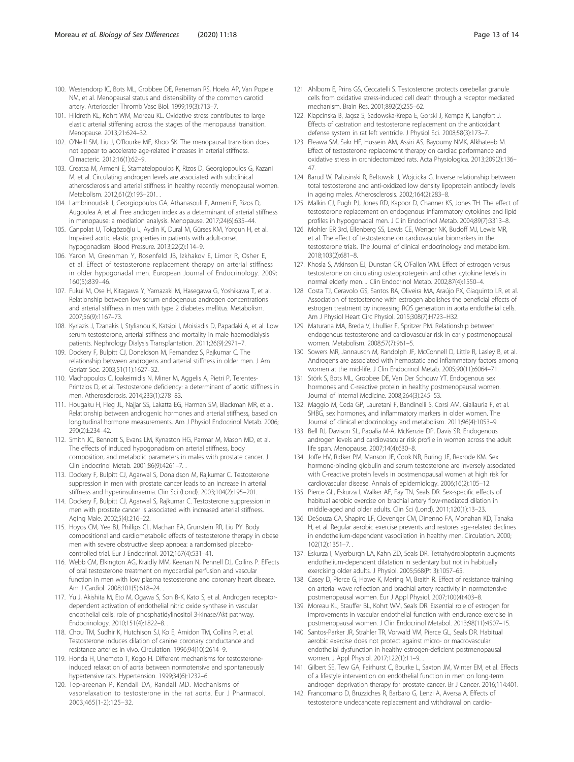100. Westendorp IC, Bots ML, Grobbee DE, Reneman RS, Hoeks AP, Van Popele NM, et al. Menopausal status and distensibility of the common carotid artery. Arterioscler Thromb Vasc Biol. 1999;19(3):713–7.
101. Hildreth KL, Kohrt WM, Moreau KL. Oxidative stress contributes to large elastic arterial stiffening across the stages of the menopausal transition. Menopause. 2013;21:624–32.
102. O'Neill SM, Liu J, O'Rourke MF, Khoo SK. The menopausal transition does not appear to accelerate age-related increases in arterial stiffness. Climacteric. 2012;16(1):62–9.
103. Creatsa M, Armeni E, Stamatelopoulos K, Rizos D, Georgiopoulos G, Kazani M, et al. Circulating androgen levels are associated with subclinical atherosclerosis and arterial stiffness in healthy recently menopausal women. Metabolism. 2012;61(2):193–201. .
104. Lambrinoudaki I, Georgiopoulos GA, Athanasouli F, Armeni E, Rizos D, Augoulea A, et al. Free androgen index as a determinant of arterial stiffness in menopause: a mediation analysis. Menopause. 2017;24(6):635–44.
105. Canpolat U, Tokgözoğlu L, Aydin K, Dural M, Gürses KM, Yorgun H, et al. Impaired aortic elastic properties in patients with adult-onset hypogonadism. Blood Pressure. 2013;22(2):114–9.
106. Yaron M, Greenman Y, Rosenfeld JB, Izkhakov E, Limor R, Osher E, et al. Effect of testosterone replacement therapy on arterial stiffness in older hypogonadal men. European Journal of Endocrinology. 2009; 160(5):839–46.
107. Fukui M, Ose H, Kitagawa Y, Yamazaki M, Hasegawa G, Yoshikawa T, et al. Relationship between low serum endogenous androgen concentrations and arterial stiffness in men with type 2 diabetes mellitus. Metabolism. 2007;56(9):1167–73.
108. Kyriazis J, Tzanakis I, Stylianou K, Katsipi I, Moisiadis D, Papadaki A, et al. Low serum testosterone, arterial stiffness and mortality in male haemodialysis patients. Nephrology Dialysis Transplantation. 2011;26(9):2971–7.
109. Dockery F, Bulpitt CJ, Donaldson M, Fernandez S, Rajkumar C. The relationship between androgens and arterial stiffness in older men. J Am Geriatr Soc. 2003;51(11):1627–32.
110. Vlachopoulos C, Ioakeimidis N, Miner M, Aggelis A, Pietri P, Terentes-Printzios D, et al. Testosterone deficiency: a determinant of aortic stiffness in men. Atherosclerosis. 2014;233(1):278–83.
111. Hougaku H, Fleg JL, Najjar SS, Lakatta EG, Harman SM, Blackman MR, et al. Relationship between androgenic hormones and arterial stiffness, based on longitudinal hormone measurements. Am J Physiol Endocrinol Metab. 2006; 290(2):E234–42.
112. Smith JC, Bennett S, Evans LM, Kynaston HG, Parmar M, Mason MD, et al. The effects of induced hypogonadism on arterial stiffness, body composition, and metabolic parameters in males with prostate cancer. J Clin Endocrinol Metab. 2001;86(9):4261–7. .
113. Dockery F, Bulpitt CJ, Agarwal S, Donaldson M, Rajkumar C. Testosterone suppression in men with prostate cancer leads to an increase in arterial stiffness and hyperinsulinaemia. Clin Sci (Lond). 2003;104(2):195–201.
114. Dockery F, Bulpitt CJ, Agarwal S, Rajkumar C. Testosterone suppression in men with prostate cancer is associated with increased arterial stiffness. Aging Male. 2002;5(4):216–22.
115. Hoyos CM, Yee BJ, Phillips CL, Machan EA, Grunstein RR, Liu PY. Body compositional and cardiometabolic effects of testosterone therapy in obese men with severe obstructive sleep apnoea: a randomised placebo-controlled trial. Eur J Endocrinol. 2012;167(4):531–41.
116. Webb CM, Elkington AG, Kraidly MM, Keenan N, Pennell DJ, Collins P. Effects of oral testosterone treatment on myocardial perfusion and vascular function in men with low plasma testosterone and coronary heart disease. Am J Cardiol. 2008;101(5):618–24. .
117. Yu J, Akishita M, Eto M, Ogawa S, Son B-K, Kato S, et al. Androgen receptor-dependent activation of endothelial nitric oxide synthase in vascular endothelial cells: role of phosphatidylinositol 3-kinase/Akt pathway. Endocrinology. 2010;151(4):1822–8. .
118. Chou TM, Sudhir K, Hutchison SJ, Ko E, Amidon TM, Collins P, et al. Testosterone induces dilation of canine coronary conductance and resistance arteries in vivo. Circulation. 1996;94(10):2614–9.
119. Honda H, Unemoto T, Kogo H. Different mechanisms for testosterone-induced relaxation of aorta between normotensive and spontaneously hypertensive rats. Hypertension. 1999;34(6):1232–6.
120. Tep-areenan P, Kendall DA, Randall MD. Mechanisms of vasorelaxation to testosterone in the rat aorta. Eur J Pharmacol. 2003;465(1-2):125–32.
121. Ahlbom E, Prins GS, Ceccatelli S. Testosterone protects cerebellar granule cells from oxidative stress-induced cell death through a receptor mediated mechanism. Brain Res. 2001;892(2):255–62.
122. Klapcinska B, Jagsz S, Sadowska-Krepa E, Gorski J, Kempa K, Langfort J. Effects of castration and testosterone replacement on the antioxidant defense system in rat left ventricle. J Physiol Sci. 2008;58(3):173–7.
123. Eleawa SM, Sakr HF, Hussein AM, Assiri AS, Bayoumy NMK, Alkhateeb M. Effect of testosterone replacement therapy on cardiac performance and oxidative stress in orchidectomized rats. Acta Physiologica. 2013;209(2):136–47.
124. Barud W, Palusinski R, Beltowski J, Wojcicka G. Inverse relationship between total testosterone and anti-oxidized low density lipoprotein antibody levels in ageing males. Atherosclerosis. 2002;164(2):283–8.
125. Malkin CJ, Pugh PJ, Jones RD, Kapoor D, Channer KS, Jones TH. The effect of testosterone replacement on endogenous inflammatory cytokines and lipid profiles in hypogonadal men. J Clin Endocrinol Metab. 2004;89(7):3313–8.
126. Mohler ER 3rd, Ellenberg SS, Lewis CE, Wenger NK, Budoff MJ, Lewis MR, et al. The effect of testosterone on cardiovascular biomarkers in the testosterone trials. The Journal of clinical endocrinology and metabolism. 2018;103(2):681–8.
127. Khosla S, Atkinson EJ, Dunstan CR, O'Fallon WM. Effect of estrogen versus testosterone on circulating osteoprotegerin and other cytokine levels in normal elderly men. J Clin Endocrinol Metab. 2002;87(4):1550–4.
128. Costa TJ, Ceravolo GS, Santos RA, Oliveira MA, Araújo PX, Giaquinto LR, et al. Association of testosterone with estrogen abolishes the beneficial effects of estrogen treatment by increasing ROS generation in aorta endothelial cells. Am J Physiol Heart Circ Physiol. 2015;308(7):H723–H32.
129. Maturana MA, Breda V, Lhullier F, Spritzer PM. Relationship between endogenous testosterone and cardiovascular risk in early postmenopausal women. Metabolism. 2008;57(7):961–5.
130. Sowers MR, Jannausch M, Randolph JF, McConnell D, Little R, Lasley B, et al. Androgens are associated with hemostatic and inflammatory factors among women at the mid-life. J Clin Endocrinol Metab. 2005;90(11):6064–71.
131. Störk S, Bots ML, Grobbee DE, Van Der Schouw YT. Endogenous sex hormones and C-reactive protein in healthy postmenopausal women. Journal of Internal Medicine. 2008;264(3):245–53.
132. Maggio M, Ceda GP, Lauretani F, Bandinelli S, Corsi AM, Giallauria F, et al. SHBG, sex hormones, and inflammatory markers in older women. The Journal of clinical endocrinology and metabolism. 2011;96(4):1053–9.
133. Bell RJ, Davison SL, Papalia M-A, McKenzie DP, Davis SR. Endogenous androgen levels and cardiovascular risk profile in women across the adult life span. Menopause. 2007;14(4):630–8.
134. Joffe HV, Ridker PM, Manson JE, Cook NR, Buring JE, Rexrode KM. Sex hormone-binding globulin and serum testosterone are inversely associated with C-reactive protein levels in postmenopausal women at high risk for cardiovascular disease. Annals of epidemiology. 2006;16(2):105–12.
135. Pierce GL, Eskurza I, Walker AE, Fay TN, Seals DR. Sex-specific effects of habitual aerobic exercise on brachial artery flow-mediated dilation in middle-aged and older adults. Clin Sci (Lond). 2011;120(1):13–23.
136. DeSouza CA, Shapiro LF, Clevenger CM, Dinenno FA, Monahan KD, Tanaka H, et al. Regular aerobic exercise prevents and restores age-related declines in endothelium-dependent vasodilation in healthy men. Circulation. 2000; 102(12):1351–7. .
137. Eskurza I, Myerburgh LA, Kahn ZD, Seals DR. Tetrahydrobiopterin augments endothelium-dependent dilatation in sedentary but not in habitually exercising older adults. J Physiol. 2005;568(Pt 3):1057–65.
138. Casey D, Pierce G, Howe K, Mering M, Braith R. Effect of resistance training on arterial wave reflection and brachial artery reactivity in normotensive postmenopausal women. Eur J Appl Physiol. 2007;100(4):403–8.
139. Moreau KL, Stauffer BL, Kohrt WM, Seals DR. Essential role of estrogen for improvements in vascular endothelial function with endurance exercise in postmenopausal women. J Clin Endocrinol Metabol. 2013;98(11):4507–15.
140. Santos-Parker JR, Strahler TR, Vorwald VM, Pierce GL, Seals DR. Habitual aerobic exercise does not protect against micro- or macrovascular endothelial dysfunction in healthy estrogen-deficient postmenopausal women. J Appl Physiol. 2017;122(1):11–9. .
141. Gilbert SE, Tew GA, Fairhurst C, Bourke L, Saxton JM, Winter EM, et al. Effects of a lifestyle intervention on endothelial function in men on long-term androgen deprivation therapy for prostate cancer. Br J Cancer. 2016;114:401.
142. Francomano D, Bruzziches R, Barbaro G, Lenzi A, Aversa A. Effects of testosterone undecanoate replacement and withdrawal on cardio-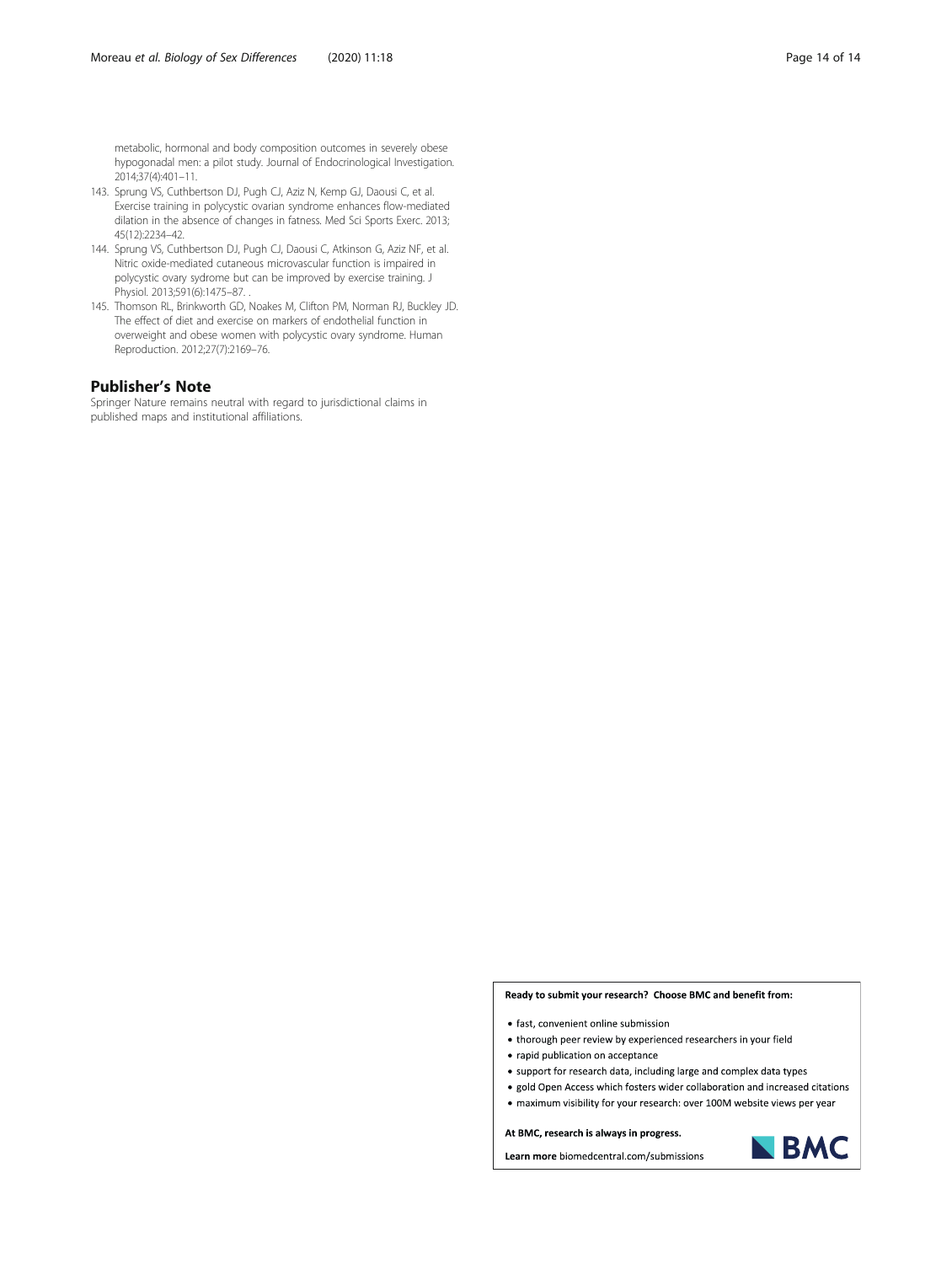metabolic, hormonal and body composition outcomes in severely obese hypogonadal men: a pilot study. Journal of Endocrinological Investigation. 2014;37(4):401–11.

143. Sprung VS, Cuthbertson DJ, Pugh CJ, Aziz N, Kemp GJ, Daousi C, et al. Exercise training in polycystic ovarian syndrome enhances flow-mediated dilation in the absence of changes in fatness. Med Sci Sports Exerc. 2013; 45(12):2234–42.
144. Sprung VS, Cuthbertson DJ, Pugh CJ, Daousi C, Atkinson G, Aziz NF, et al. Nitric oxide-mediated cutaneous microvascular function is impaired in polycystic ovary sydrome but can be improved by exercise training. J Physiol. 2013;591(6):1475–87. .
145. Thomson RL, Brinkworth GD, Noakes M, Clifton PM, Norman RJ, Buckley JD. The effect of diet and exercise on markers of endothelial function in overweight and obese women with polycystic ovary syndrome. Human Reproduction. 2012;27(7):2169–76.

## Publisher's Note

Springer Nature remains neutral with regard to jurisdictional claims in published maps and institutional affiliations.

**Ready to submit your research? Choose BMC and benefit from:**

- fast, convenient online submission
- thorough peer review by experienced researchers in your field
- rapid publication on acceptance
- support for research data, including large and complex data types
- gold Open Access which fosters wider collaboration and increased citations
- maximum visibility for your research: over 100M website views per year

**At BMC, research is always in progress.**

**Learn more** biomedcentral.com/submissions

BMC